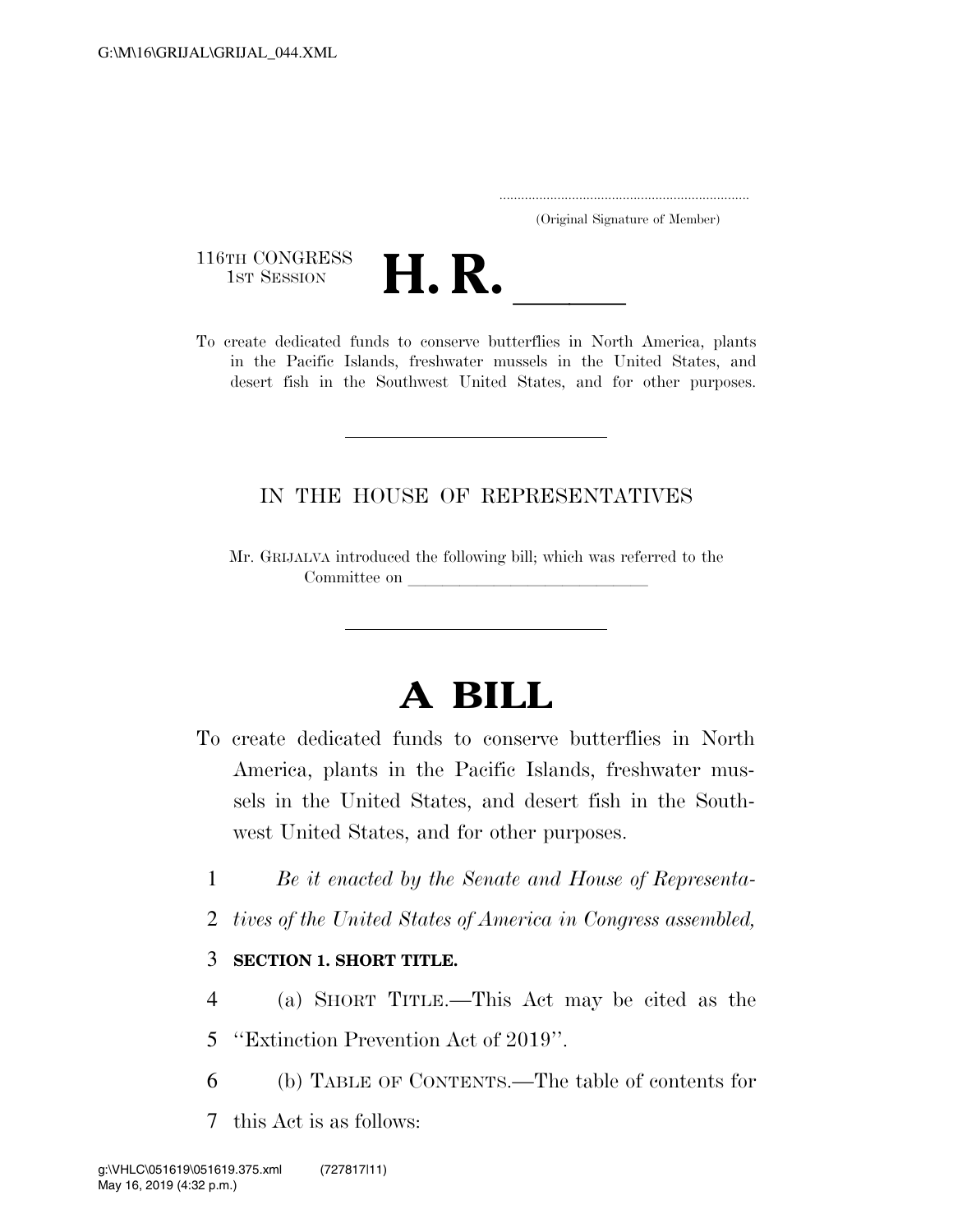(Original Signature of Member)

116TH CONGRESS
1ST SESSION

# H. R. \_\_\_\_\_

To create dedicated funds to conserve butterflies in North America, plants in the Pacific Islands, freshwater mussels in the United States, and desert fish in the Southwest United States, and for other purposes.

---

IN THE HOUSE OF REPRESENTATIVES

Mr. GRIJALVA introduced the following bill; which was referred to the Committee on \_\_\_\_\_\_\_\_\_\_\_\_\_\_\_\_\_\_\_\_\_\_\_\_\_\_\_\_\_\_

---

# A BILL

To create dedicated funds to conserve butterflies in North America, plants in the Pacific Islands, freshwater mussels in the United States, and desert fish in the Southwest United States, and for other purposes.

1 *Be it enacted by the Senate and House of Representa-*
2 *tives of the United States of America in Congress assembled,*

3 **SECTION 1. SHORT TITLE.**

4 (a) SHORT TITLE.—This Act may be cited as the
5 "Extinction Prevention Act of 2019".

6 (b) TABLE OF CONTENTS.—The table of contents for
7 this Act is as follows: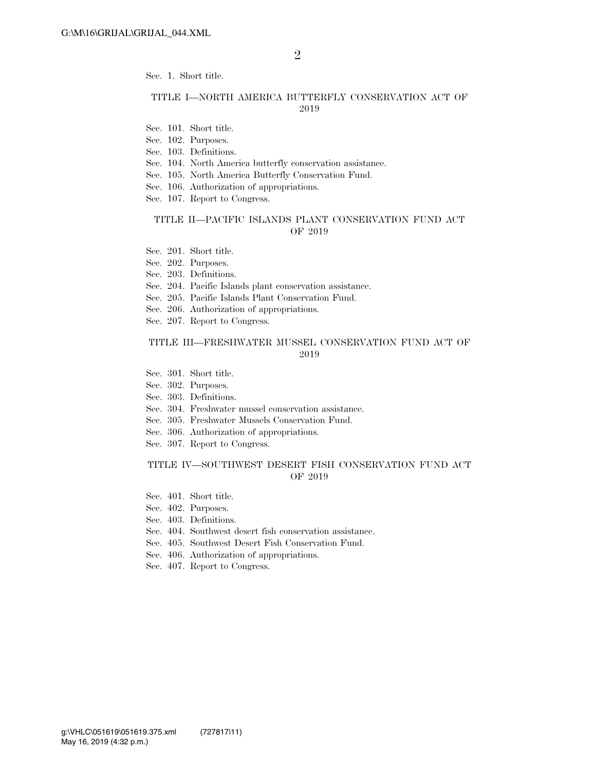Sec. 1. Short title.

TITLE I—NORTH AMERICA BUTTERFLY CONSERVATION ACT OF 2019

Sec. 101. Short title.
Sec. 102. Purposes.
Sec. 103. Definitions.
Sec. 104. North America butterfly conservation assistance.
Sec. 105. North America Butterfly Conservation Fund.
Sec. 106. Authorization of appropriations.
Sec. 107. Report to Congress.

TITLE II—PACIFIC ISLANDS PLANT CONSERVATION FUND ACT OF 2019

Sec. 201. Short title.
Sec. 202. Purposes.
Sec. 203. Definitions.
Sec. 204. Pacific Islands plant conservation assistance.
Sec. 205. Pacific Islands Plant Conservation Fund.
Sec. 206. Authorization of appropriations.
Sec. 207. Report to Congress.

TITLE III—FRESHWATER MUSSEL CONSERVATION FUND ACT OF 2019

Sec. 301. Short title.
Sec. 302. Purposes.
Sec. 303. Definitions.
Sec. 304. Freshwater mussel conservation assistance.
Sec. 305. Freshwater Mussels Conservation Fund.
Sec. 306. Authorization of appropriations.
Sec. 307. Report to Congress.

TITLE IV—SOUTHWEST DESERT FISH CONSERVATION FUND ACT OF 2019

Sec. 401. Short title.
Sec. 402. Purposes.
Sec. 403. Definitions.
Sec. 404. Southwest desert fish conservation assistance.
Sec. 405. Southwest Desert Fish Conservation Fund.
Sec. 406. Authorization of appropriations.
Sec. 407. Report to Congress.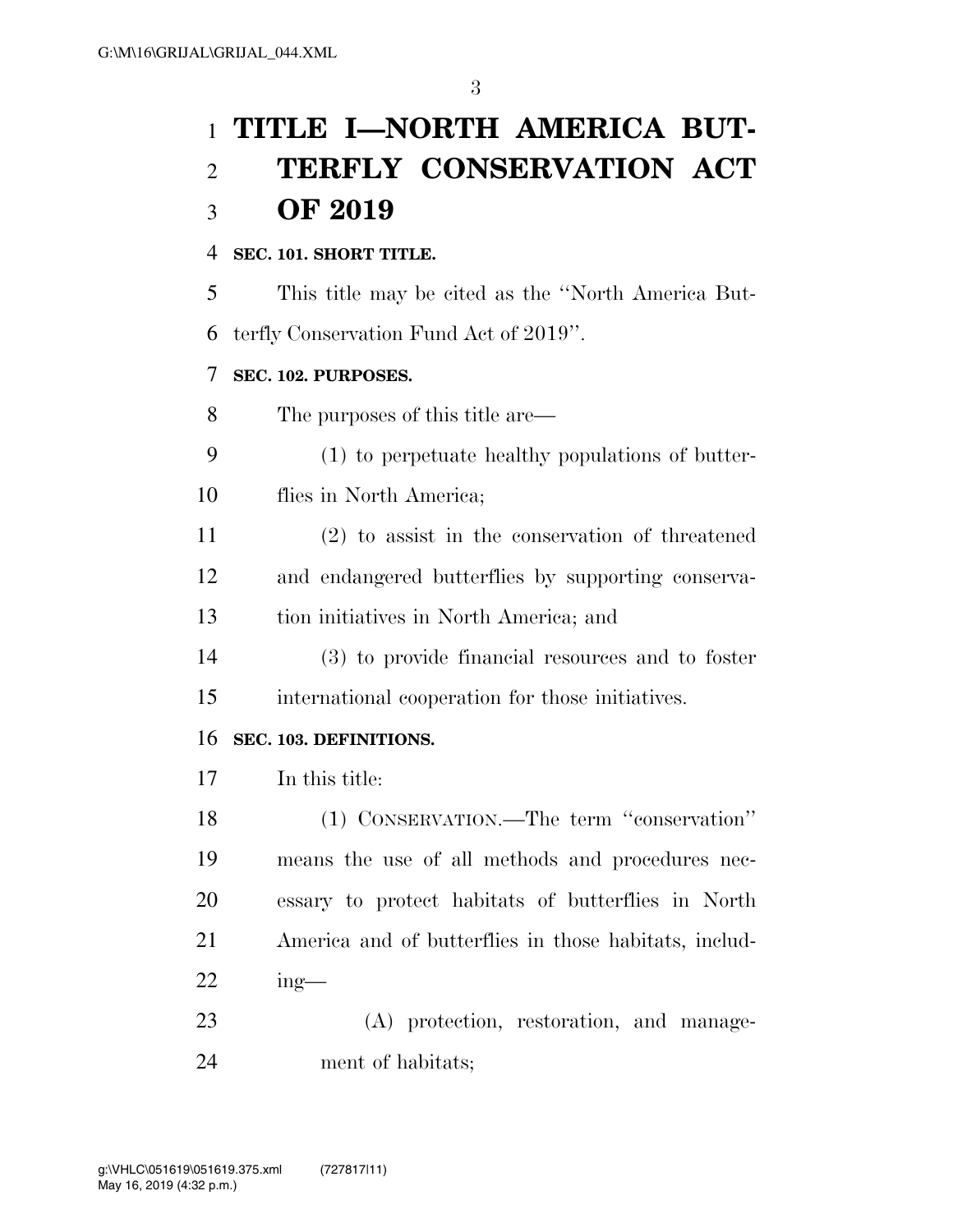# TITLE I—NORTH AMERICA BUTTERFLY CONSERVATION ACT OF 2019

**SEC. 101. SHORT TITLE.**

This title may be cited as the ''North America Butterfly Conservation Fund Act of 2019''.

**SEC. 102. PURPOSES.**

The purposes of this title are—

(1) to perpetuate healthy populations of butterflies in North America;

(2) to assist in the conservation of threatened and endangered butterflies by supporting conservation initiatives in North America; and

(3) to provide financial resources and to foster international cooperation for those initiatives.

**SEC. 103. DEFINITIONS.**

In this title:

(1) CONSERVATION.—The term ''conservation'' means the use of all methods and procedures necessary to protect habitats of butterflies in North America and of butterflies in those habitats, including—

(A) protection, restoration, and management of habitats;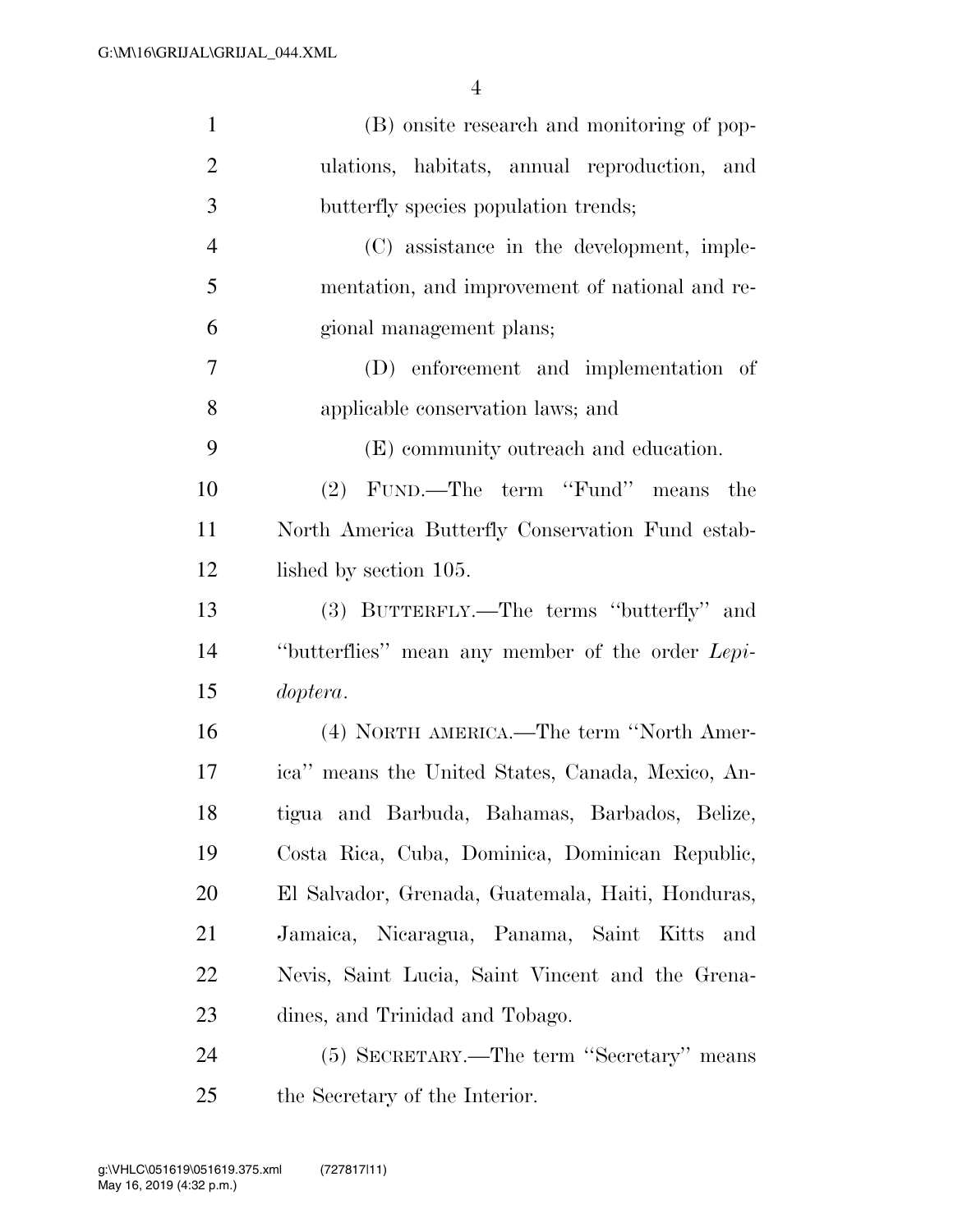(B) onsite research and monitoring of populations, habitats, annual reproduction, and butterfly species population trends;

(C) assistance in the development, implementation, and improvement of national and regional management plans;

(D) enforcement and implementation of applicable conservation laws; and

(E) community outreach and education.

(2) FUND.—The term ''Fund'' means the North America Butterfly Conservation Fund established by section 105.

(3) BUTTERFLY.—The terms ''butterfly'' and ''butterflies'' mean any member of the order *Lepidoptera*.

(4) NORTH AMERICA.—The term ''North America'' means the United States, Canada, Mexico, Antigua and Barbuda, Bahamas, Barbados, Belize, Costa Rica, Cuba, Dominica, Dominican Republic, El Salvador, Grenada, Guatemala, Haiti, Honduras, Jamaica, Nicaragua, Panama, Saint Kitts and Nevis, Saint Lucia, Saint Vincent and the Grenadines, and Trinidad and Tobago.

(5) SECRETARY.—The term ''Secretary'' means the Secretary of the Interior.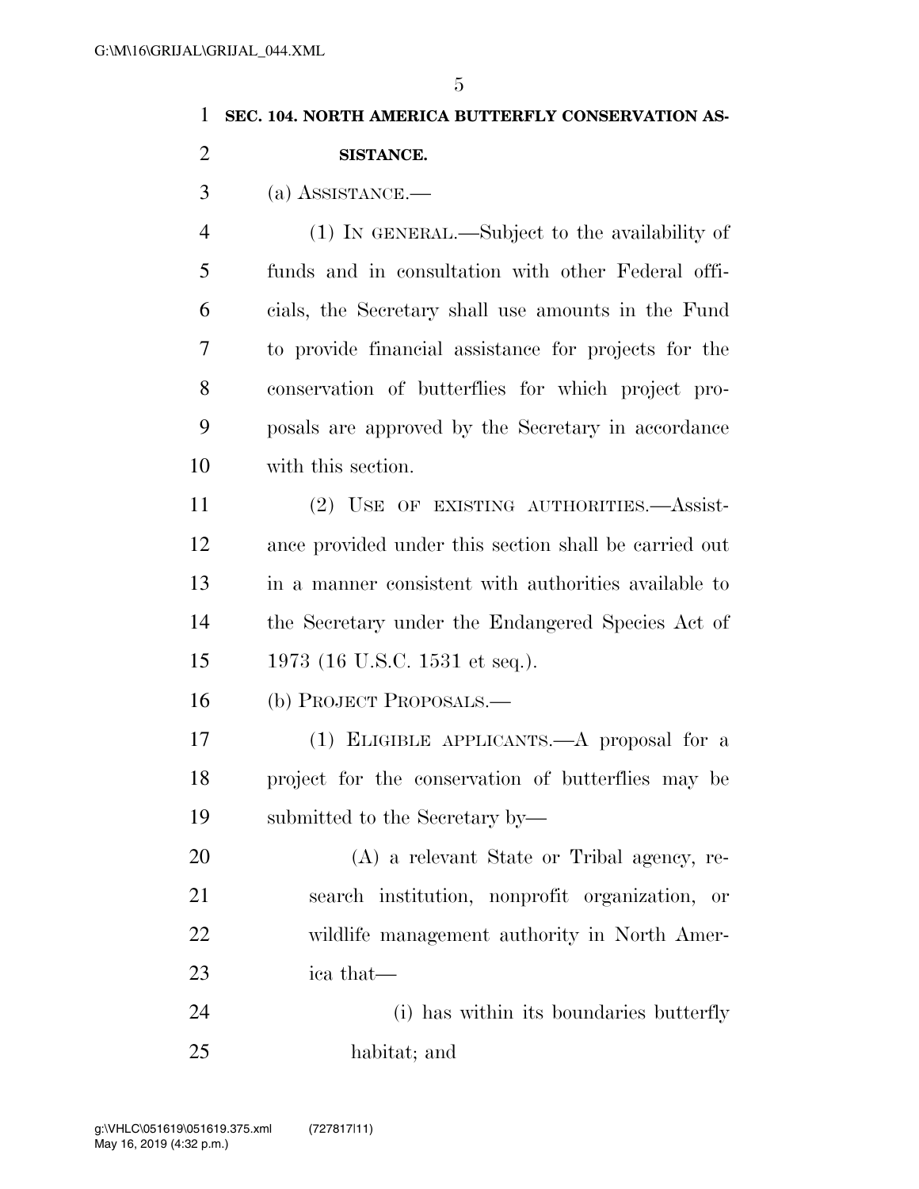**SEC. 104. NORTH AMERICA BUTTERFLY CONSERVATION ASSISTANCE.**

(a) ASSISTANCE.—

(1) IN GENERAL.—Subject to the availability of funds and in consultation with other Federal officials, the Secretary shall use amounts in the Fund to provide financial assistance for projects for the conservation of butterflies for which project proposals are approved by the Secretary in accordance with this section.

(2) USE OF EXISTING AUTHORITIES.—Assistance provided under this section shall be carried out in a manner consistent with authorities available to the Secretary under the Endangered Species Act of 1973 (16 U.S.C. 1531 et seq.).

(b) PROJECT PROPOSALS.—

(1) ELIGIBLE APPLICANTS.—A proposal for a project for the conservation of butterflies may be submitted to the Secretary by—

(A) a relevant State or Tribal agency, research institution, nonprofit organization, or wildlife management authority in North America that—

(i) has within its boundaries butterfly habitat; and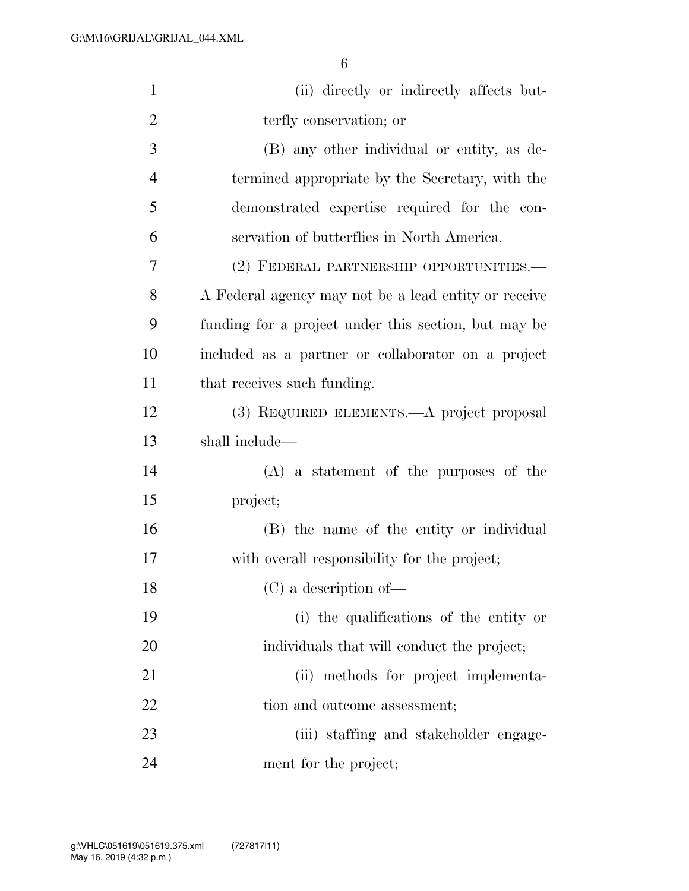(ii) directly or indirectly affects butterfly conservation; or

(B) any other individual or entity, as determined appropriate by the Secretary, with the demonstrated expertise required for the conservation of butterflies in North America.

(2) FEDERAL PARTNERSHIP OPPORTUNITIES.—A Federal agency may not be a lead entity or receive funding for a project under this section, but may be included as a partner or collaborator on a project that receives such funding.

(3) REQUIRED ELEMENTS.—A project proposal shall include—

(A) a statement of the purposes of the project;

(B) the name of the entity or individual with overall responsibility for the project;

(C) a description of—

(i) the qualifications of the entity or individuals that will conduct the project;

(ii) methods for project implementation and outcome assessment;

(iii) staffing and stakeholder engagement for the project;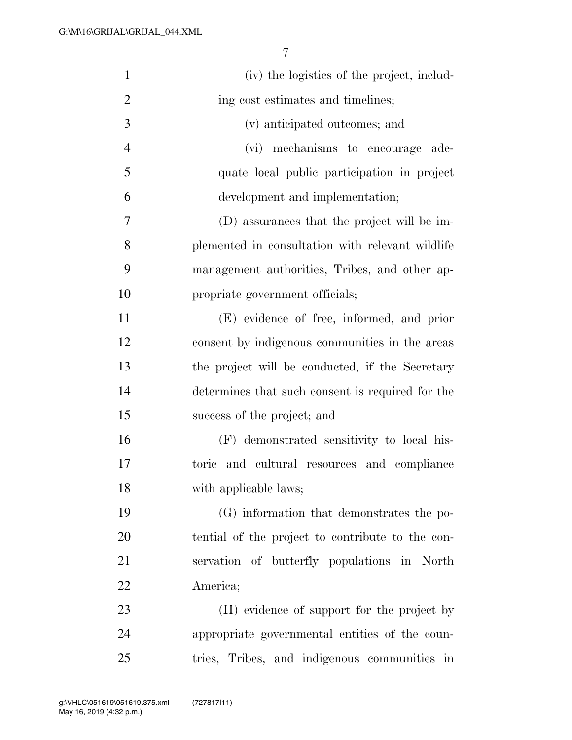(iv) the logistics of the project, including cost estimates and timelines;

(v) anticipated outcomes; and

(vi) mechanisms to encourage adequate local public participation in project development and implementation;

(D) assurances that the project will be implemented in consultation with relevant wildlife management authorities, Tribes, and other appropriate government officials;

(E) evidence of free, informed, and prior consent by indigenous communities in the areas the project will be conducted, if the Secretary determines that such consent is required for the success of the project; and

(F) demonstrated sensitivity to local historic and cultural resources and compliance with applicable laws;

(G) information that demonstrates the potential of the project to contribute to the conservation of butterfly populations in North America;

(H) evidence of support for the project by appropriate governmental entities of the countries, Tribes, and indigenous communities in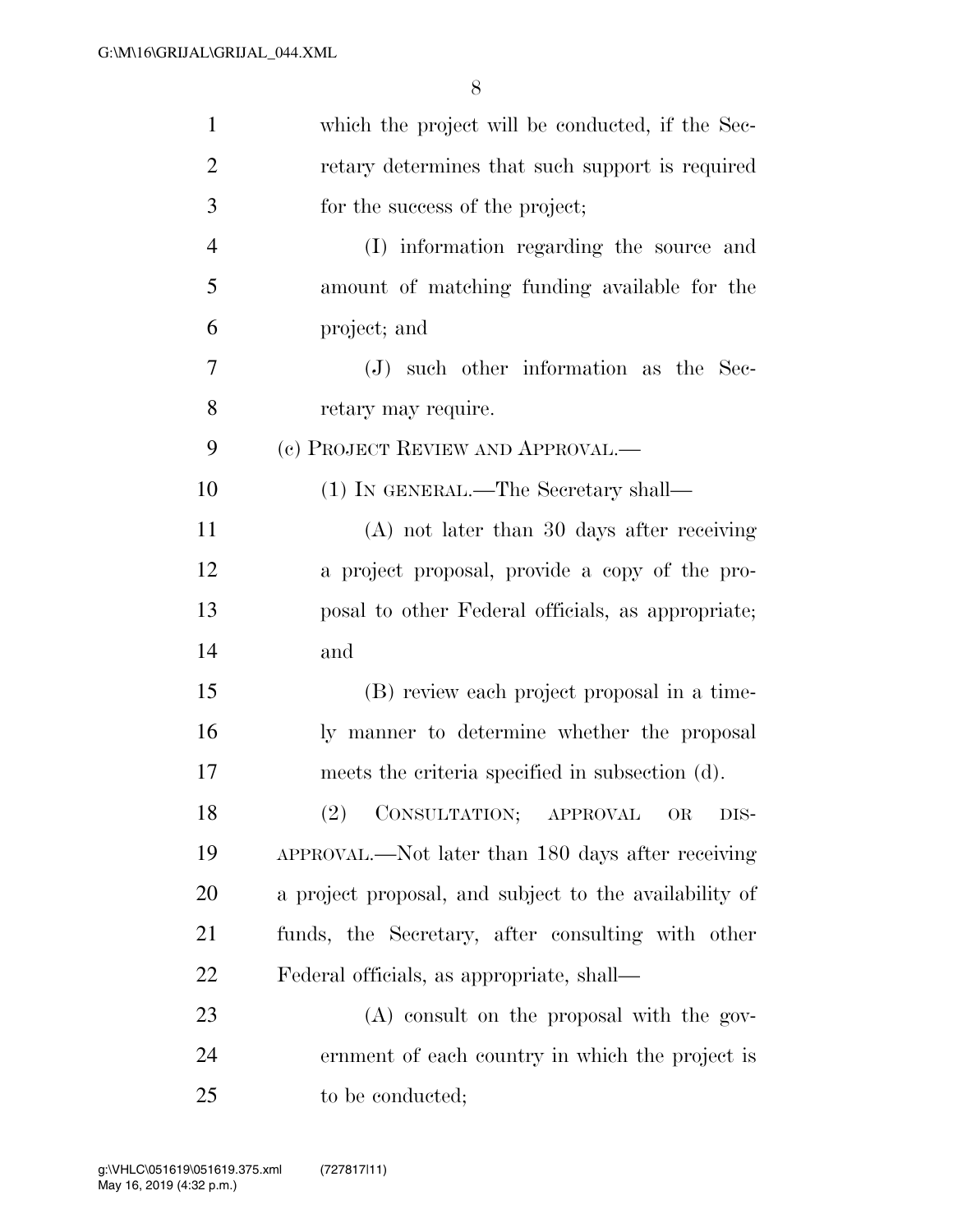which the project will be conducted, if the Secretary determines that such support is required for the success of the project;

(I) information regarding the source and amount of matching funding available for the project; and

(J) such other information as the Secretary may require.

(c) PROJECT REVIEW AND APPROVAL.—

(1) IN GENERAL.—The Secretary shall—

(A) not later than 30 days after receiving a project proposal, provide a copy of the proposal to other Federal officials, as appropriate; and

(B) review each project proposal in a timely manner to determine whether the proposal meets the criteria specified in subsection (d).

(2) CONSULTATION; APPROVAL OR DISAPPROVAL.—Not later than 180 days after receiving a project proposal, and subject to the availability of funds, the Secretary, after consulting with other Federal officials, as appropriate, shall—

(A) consult on the proposal with the government of each country in which the project is to be conducted;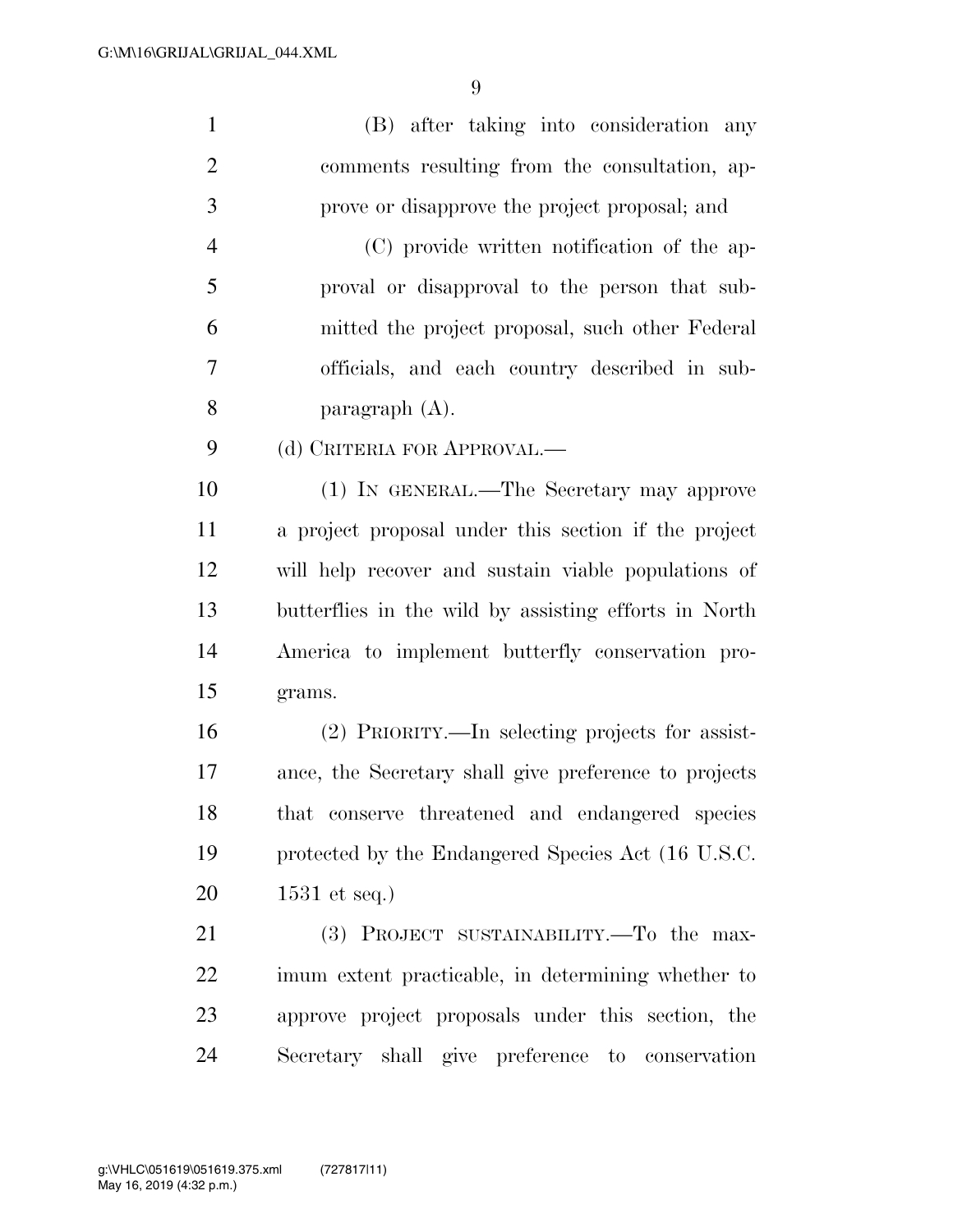(B) after taking into consideration any comments resulting from the consultation, approve or disapprove the project proposal; and

(C) provide written notification of the approval or disapproval to the person that submitted the project proposal, such other Federal officials, and each country described in subparagraph (A).

(d) CRITERIA FOR APPROVAL.—

(1) IN GENERAL.—The Secretary may approve a project proposal under this section if the project will help recover and sustain viable populations of butterflies in the wild by assisting efforts in North America to implement butterfly conservation programs.

(2) PRIORITY.—In selecting projects for assistance, the Secretary shall give preference to projects that conserve threatened and endangered species protected by the Endangered Species Act (16 U.S.C. 1531 et seq.)

(3) PROJECT SUSTAINABILITY.—To the maximum extent practicable, in determining whether to approve project proposals under this section, the Secretary shall give preference to conservation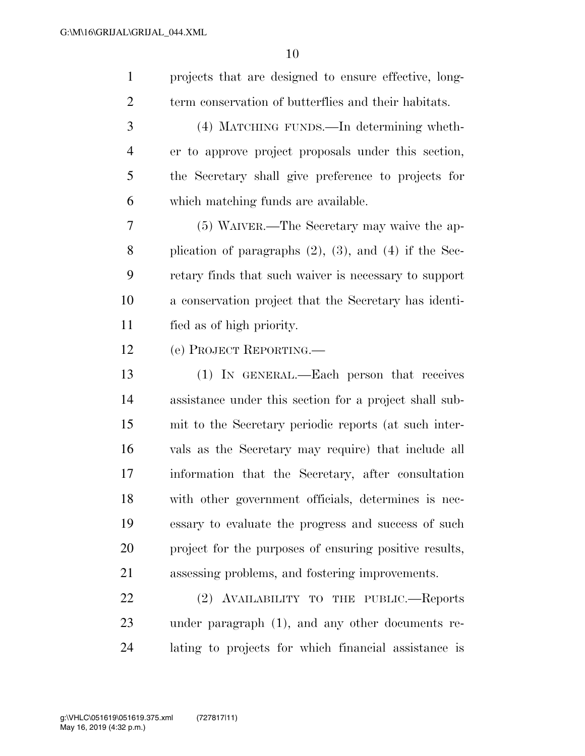projects that are designed to ensure effective, long-term conservation of butterflies and their habitats.

(4) MATCHING FUNDS.—In determining whether to approve project proposals under this section, the Secretary shall give preference to projects for which matching funds are available.

(5) WAIVER.—The Secretary may waive the application of paragraphs (2), (3), and (4) if the Secretary finds that such waiver is necessary to support a conservation project that the Secretary has identified as of high priority.

(e) PROJECT REPORTING.—

(1) IN GENERAL.—Each person that receives assistance under this section for a project shall submit to the Secretary periodic reports (at such intervals as the Secretary may require) that include all information that the Secretary, after consultation with other government officials, determines is necessary to evaluate the progress and success of such project for the purposes of ensuring positive results, assessing problems, and fostering improvements.

(2) AVAILABILITY TO THE PUBLIC.—Reports under paragraph (1), and any other documents relating to projects for which financial assistance is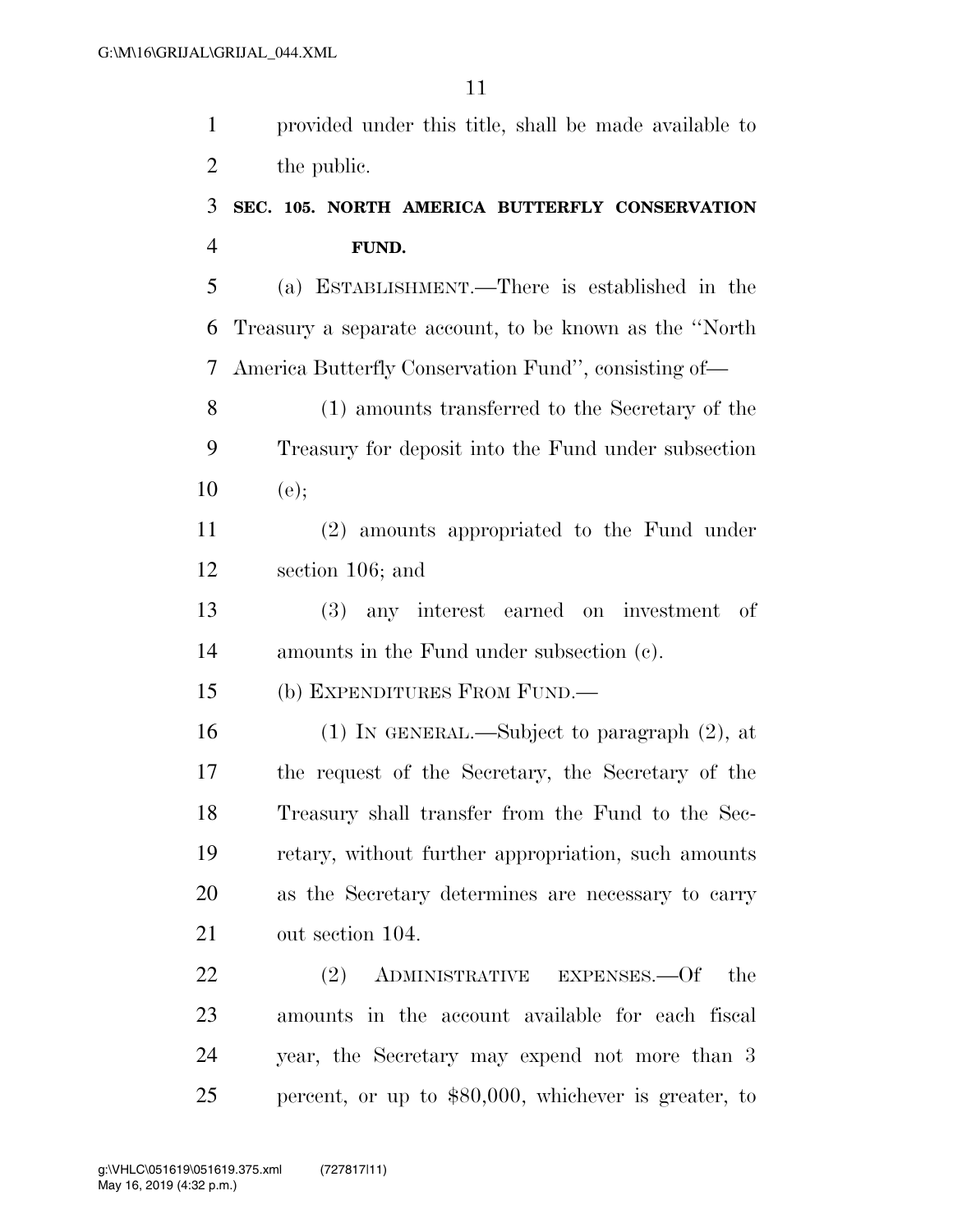provided under this title, shall be made available to the public.

### SEC. 105. NORTH AMERICA BUTTERFLY CONSERVATION FUND.

(a) ESTABLISHMENT.—There is established in the Treasury a separate account, to be known as the ''North America Butterfly Conservation Fund'', consisting of—

(1) amounts transferred to the Secretary of the Treasury for deposit into the Fund under subsection (e);

(2) amounts appropriated to the Fund under section 106; and

(3) any interest earned on investment of amounts in the Fund under subsection (c).

(b) EXPENDITURES FROM FUND.—

(1) IN GENERAL.—Subject to paragraph (2), at the request of the Secretary, the Secretary of the Treasury shall transfer from the Fund to the Secretary, without further appropriation, such amounts as the Secretary determines are necessary to carry out section 104.

(2) ADMINISTRATIVE EXPENSES.—Of the amounts in the account available for each fiscal year, the Secretary may expend not more than 3 percent, or up to $80,000, whichever is greater, to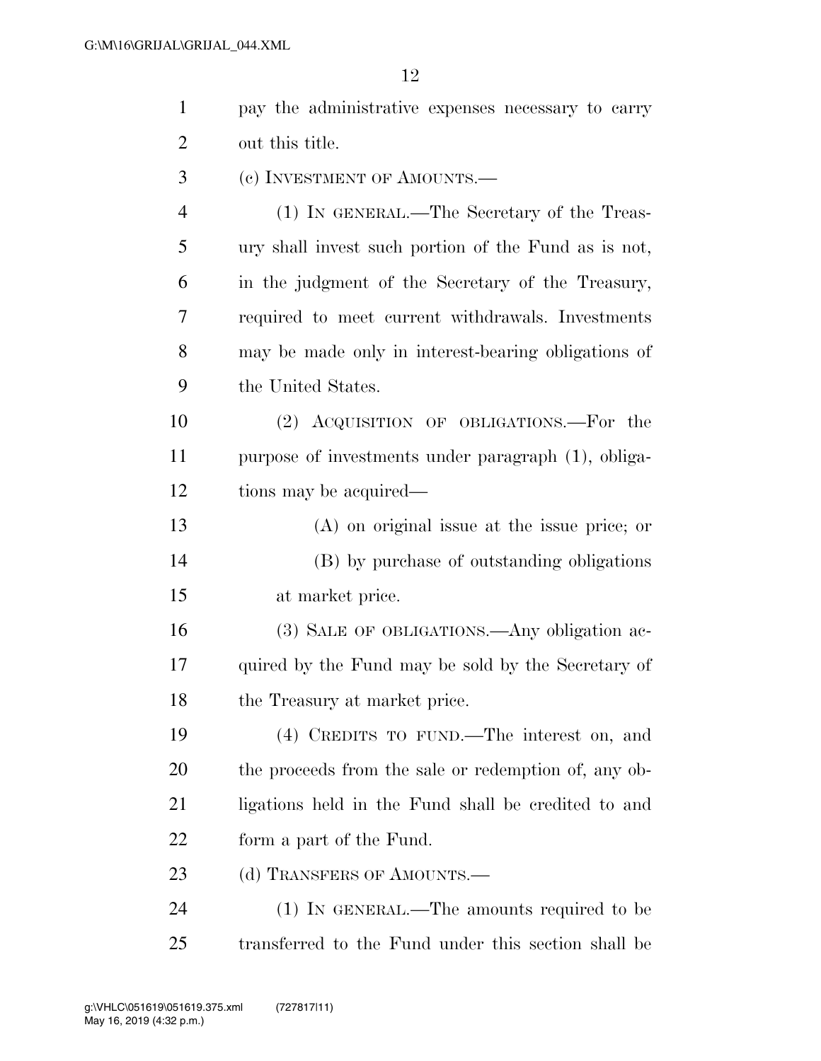pay the administrative expenses necessary to carry out this title.

(c) INVESTMENT OF AMOUNTS.—

(1) IN GENERAL.—The Secretary of the Treasury shall invest such portion of the Fund as is not, in the judgment of the Secretary of the Treasury, required to meet current withdrawals. Investments may be made only in interest-bearing obligations of the United States.

(2) ACQUISITION OF OBLIGATIONS.—For the purpose of investments under paragraph (1), obligations may be acquired—

(A) on original issue at the issue price; or

(B) by purchase of outstanding obligations at market price.

(3) SALE OF OBLIGATIONS.—Any obligation acquired by the Fund may be sold by the Secretary of the Treasury at market price.

(4) CREDITS TO FUND.—The interest on, and the proceeds from the sale or redemption of, any obligations held in the Fund shall be credited to and form a part of the Fund.

(d) TRANSFERS OF AMOUNTS.—

(1) IN GENERAL.—The amounts required to be transferred to the Fund under this section shall be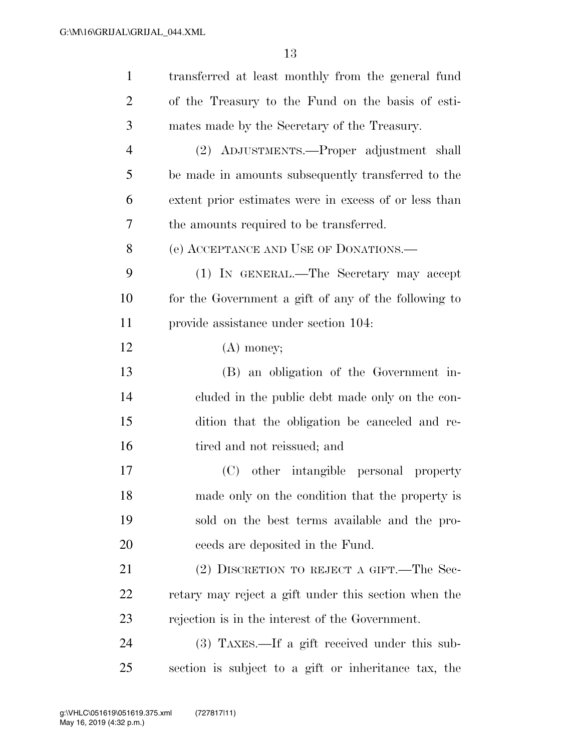transferred at least monthly from the general fund of the Treasury to the Fund on the basis of estimates made by the Secretary of the Treasury.

(2) ADJUSTMENTS.—Proper adjustment shall be made in amounts subsequently transferred to the extent prior estimates were in excess of or less than the amounts required to be transferred.

(e) ACCEPTANCE AND USE OF DONATIONS.—

(1) IN GENERAL.—The Secretary may accept for the Government a gift of any of the following to provide assistance under section 104:

(A) money;

(B) an obligation of the Government included in the public debt made only on the condition that the obligation be canceled and retired and not reissued; and

(C) other intangible personal property made only on the condition that the property is sold on the best terms available and the proceeds are deposited in the Fund.

(2) DISCRETION TO REJECT A GIFT.—The Secretary may reject a gift under this section when the rejection is in the interest of the Government.

(3) TAXES.—If a gift received under this subsection is subject to a gift or inheritance tax, the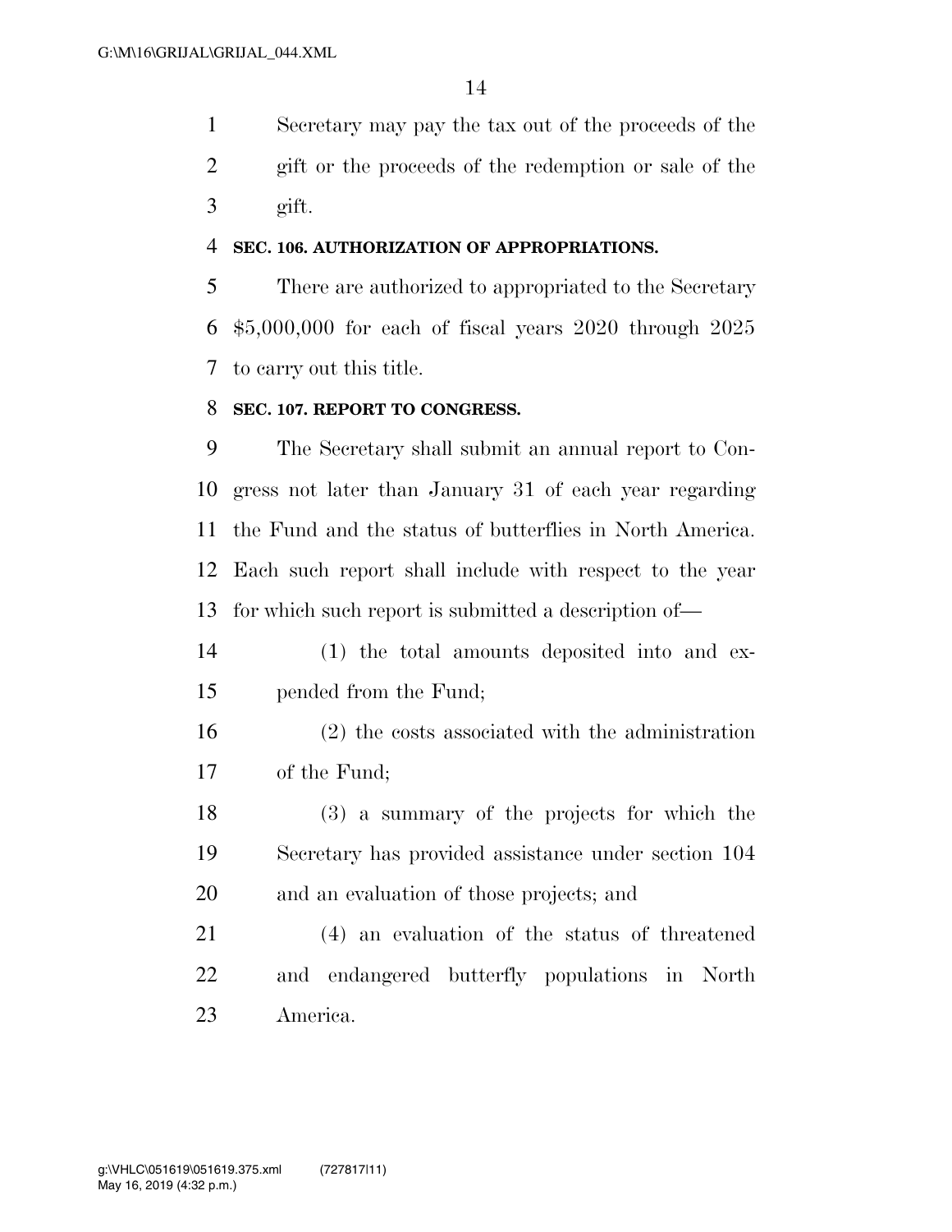Secretary may pay the tax out of the proceeds of the gift or the proceeds of the redemption or sale of the gift.

**SEC. 106. AUTHORIZATION OF APPROPRIATIONS.**

There are authorized to appropriated to the Secretary $5,000,000 for each of fiscal years 2020 through 2025 to carry out this title.

**SEC. 107. REPORT TO CONGRESS.**

The Secretary shall submit an annual report to Congress not later than January 31 of each year regarding the Fund and the status of butterflies in North America. Each such report shall include with respect to the year for which such report is submitted a description of—

(1) the total amounts deposited into and expended from the Fund;

(2) the costs associated with the administration of the Fund;

(3) a summary of the projects for which the Secretary has provided assistance under section 104 and an evaluation of those projects; and

(4) an evaluation of the status of threatened and endangered butterfly populations in North America.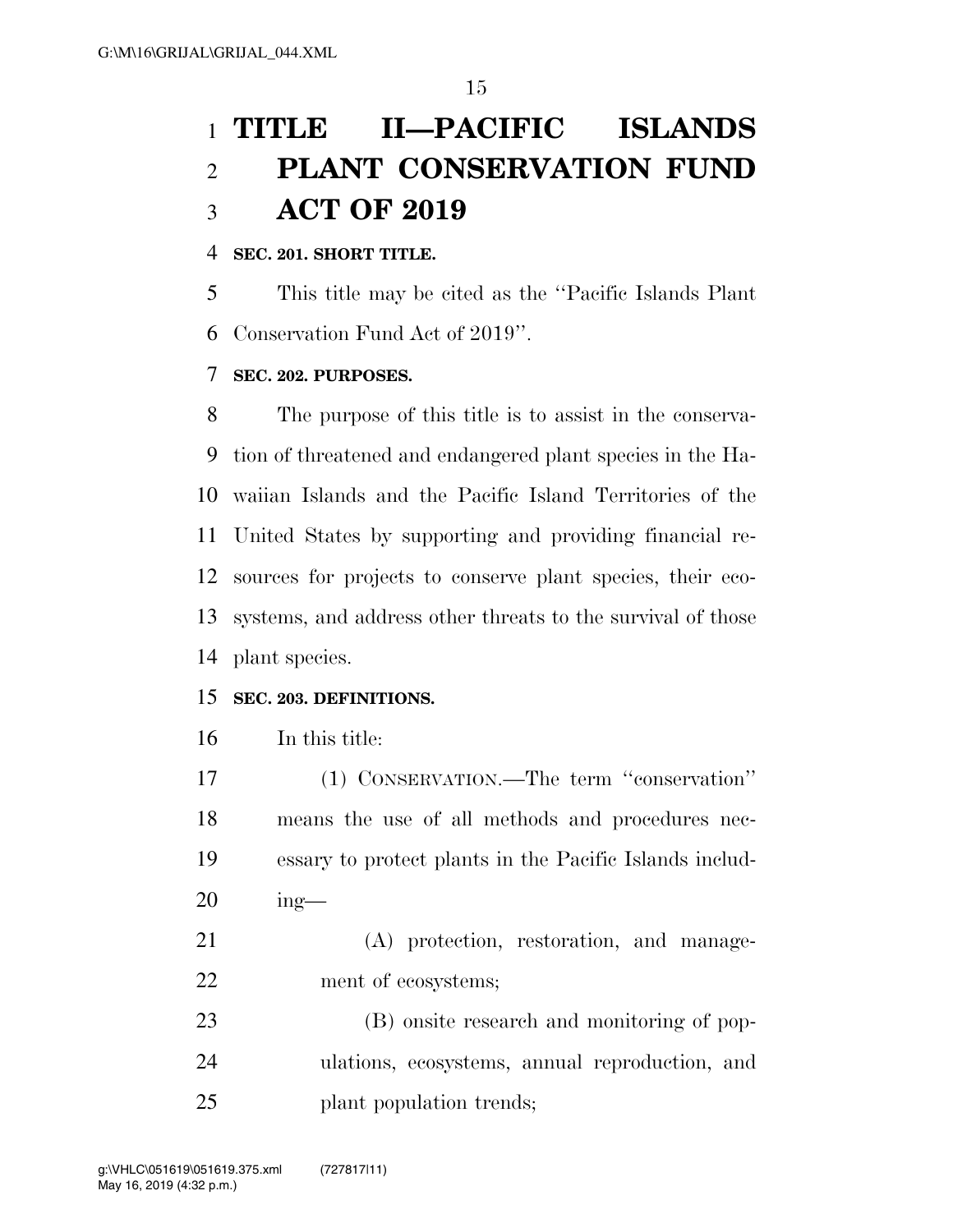# TITLE II—PACIFIC ISLANDS PLANT CONSERVATION FUND ACT OF 2019

**SEC. 201. SHORT TITLE.**

This title may be cited as the "Pacific Islands Plant Conservation Fund Act of 2019".

**SEC. 202. PURPOSES.**

The purpose of this title is to assist in the conservation of threatened and endangered plant species in the Hawaiian Islands and the Pacific Island Territories of the United States by supporting and providing financial resources for projects to conserve plant species, their ecosystems, and address other threats to the survival of those plant species.

**SEC. 203. DEFINITIONS.**

In this title:

(1) CONSERVATION.—The term "conservation" means the use of all methods and procedures necessary to protect plants in the Pacific Islands including—

(A) protection, restoration, and management of ecosystems;

(B) onsite research and monitoring of populations, ecosystems, annual reproduction, and plant population trends;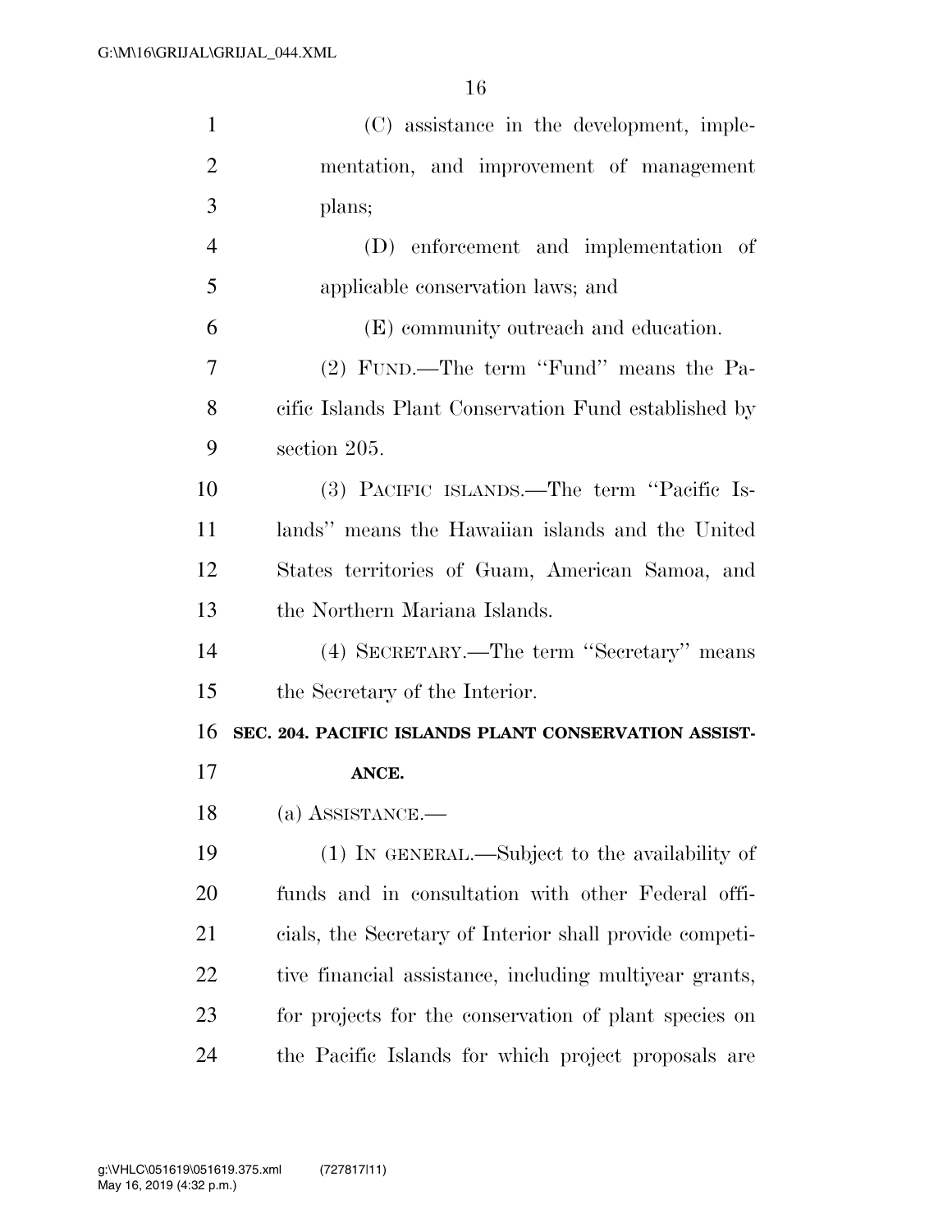(C) assistance in the development, implementation, and improvement of management plans;

(D) enforcement and implementation of applicable conservation laws; and

(E) community outreach and education.

(2) FUND.—The term ''Fund'' means the Pacific Islands Plant Conservation Fund established by section 205.

(3) PACIFIC ISLANDS.—The term ''Pacific Islands'' means the Hawaiian islands and the United States territories of Guam, American Samoa, and the Northern Mariana Islands.

(4) SECRETARY.—The term ''Secretary'' means the Secretary of the Interior.

**SEC. 204. PACIFIC ISLANDS PLANT CONSERVATION ASSISTANCE.**

(a) ASSISTANCE.—

(1) IN GENERAL.—Subject to the availability of funds and in consultation with other Federal officials, the Secretary of Interior shall provide competitive financial assistance, including multiyear grants, for projects for the conservation of plant species on the Pacific Islands for which project proposals are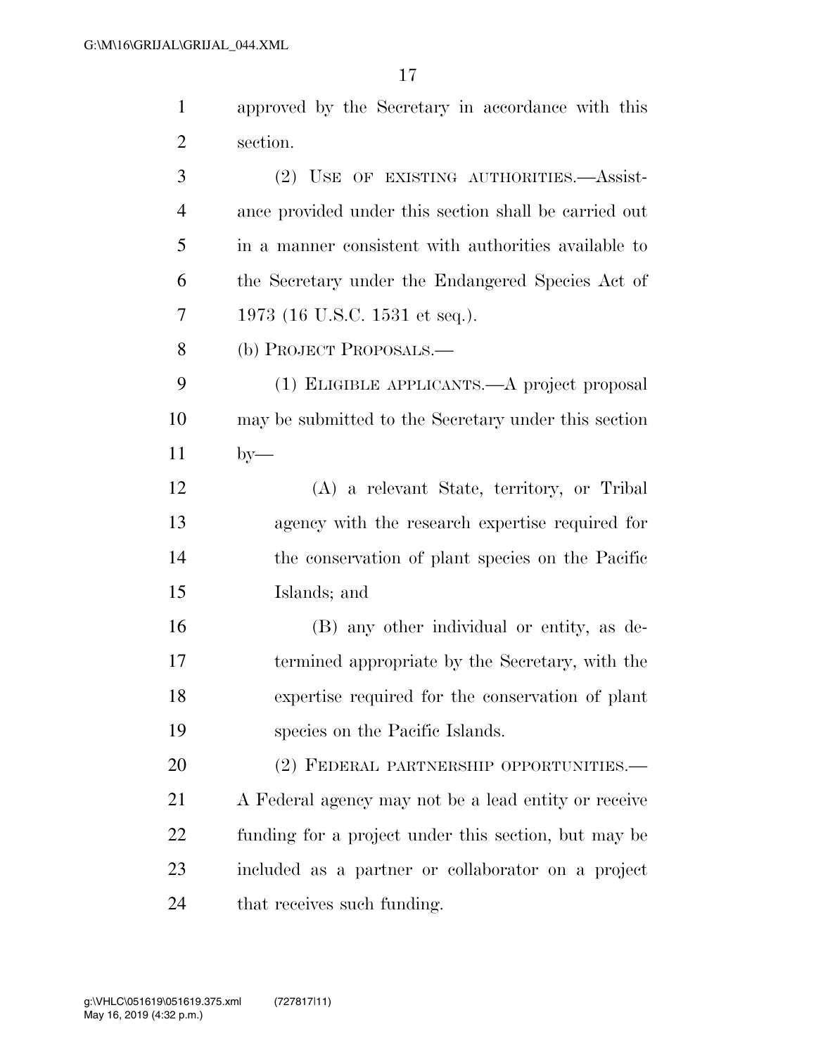approved by the Secretary in accordance with this section.

(2) USE OF EXISTING AUTHORITIES.—Assistance provided under this section shall be carried out in a manner consistent with authorities available to the Secretary under the Endangered Species Act of 1973 (16 U.S.C. 1531 et seq.).

(b) PROJECT PROPOSALS.—

(1) ELIGIBLE APPLICANTS.—A project proposal may be submitted to the Secretary under this section by—

(A) a relevant State, territory, or Tribal agency with the research expertise required for the conservation of plant species on the Pacific Islands; and

(B) any other individual or entity, as determined appropriate by the Secretary, with the expertise required for the conservation of plant species on the Pacific Islands.

(2) FEDERAL PARTNERSHIP OPPORTUNITIES.—A Federal agency may not be a lead entity or receive funding for a project under this section, but may be included as a partner or collaborator on a project that receives such funding.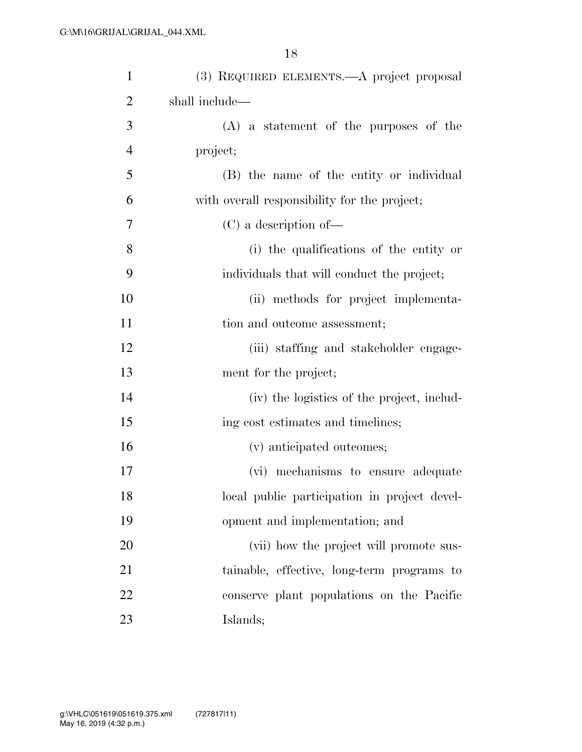(3) REQUIRED ELEMENTS.—A project proposal shall include—

(A) a statement of the purposes of the project;

(B) the name of the entity or individual with overall responsibility for the project;

(C) a description of—

(i) the qualifications of the entity or individuals that will conduct the project;

(ii) methods for project implementation and outcome assessment;

(iii) staffing and stakeholder engagement for the project;

(iv) the logistics of the project, including cost estimates and timelines;

(v) anticipated outcomes;

(vi) mechanisms to ensure adequate local public participation in project development and implementation; and

(vii) how the project will promote sustainable, effective, long-term programs to conserve plant populations on the Pacific Islands;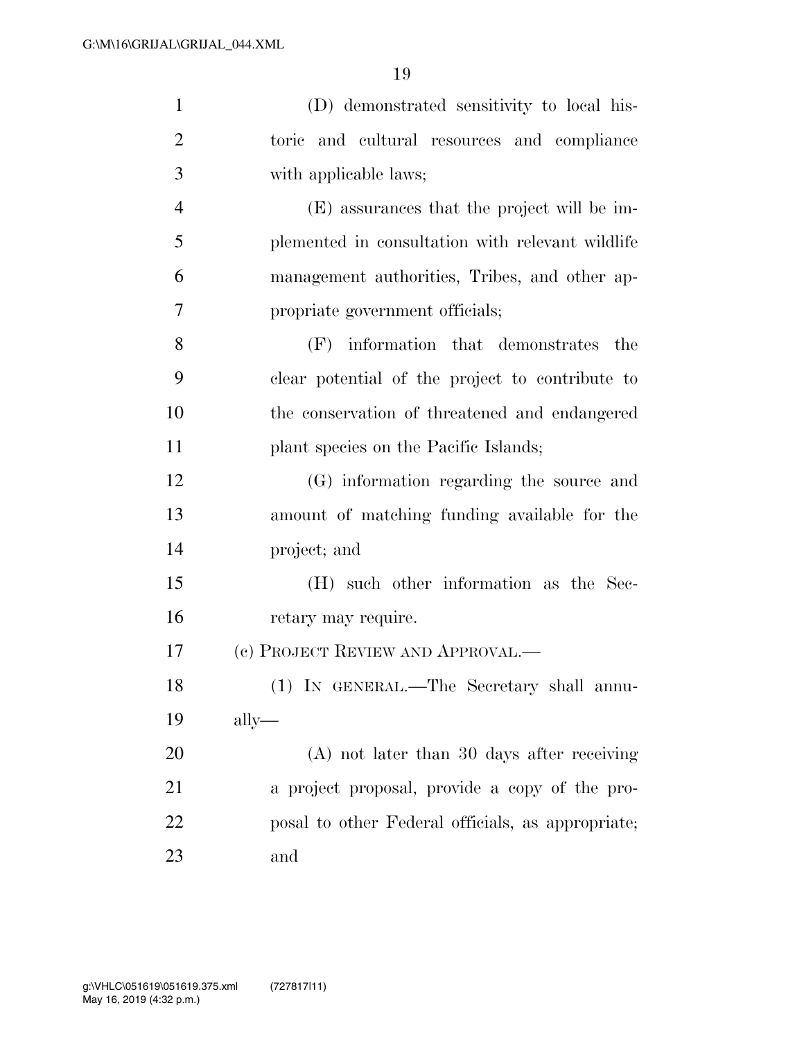(D) demonstrated sensitivity to local historic and cultural resources and compliance with applicable laws;

(E) assurances that the project will be implemented in consultation with relevant wildlife management authorities, Tribes, and other appropriate government officials;

(F) information that demonstrates the clear potential of the project to contribute to the conservation of threatened and endangered plant species on the Pacific Islands;

(G) information regarding the source and amount of matching funding available for the project; and

(H) such other information as the Secretary may require.

(c) PROJECT REVIEW AND APPROVAL.—

(1) IN GENERAL.—The Secretary shall annually—

(A) not later than 30 days after receiving a project proposal, provide a copy of the proposal to other Federal officials, as appropriate; and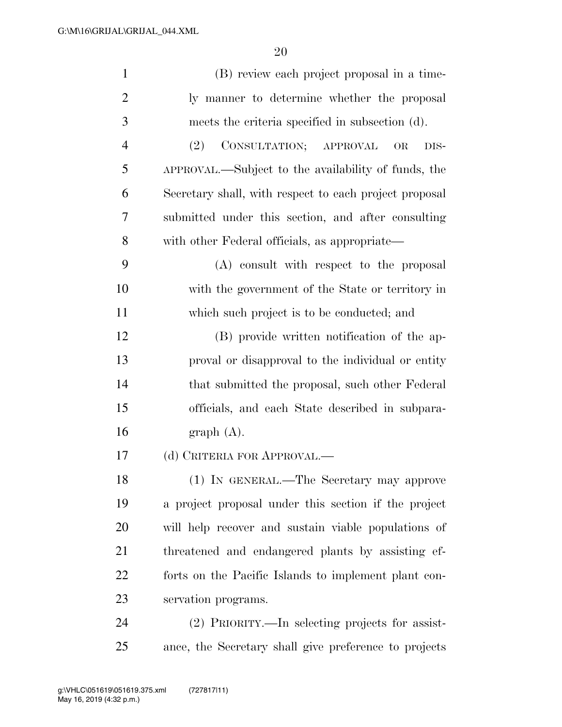(B) review each project proposal in a timely manner to determine whether the proposal meets the criteria specified in subsection (d).

(2) CONSULTATION; APPROVAL OR DISAPPROVAL.—Subject to the availability of funds, the Secretary shall, with respect to each project proposal submitted under this section, and after consulting with other Federal officials, as appropriate—

(A) consult with respect to the proposal with the government of the State or territory in which such project is to be conducted; and

(B) provide written notification of the approval or disapproval to the individual or entity that submitted the proposal, such other Federal officials, and each State described in subparagraph (A).

(d) CRITERIA FOR APPROVAL.—

(1) IN GENERAL.—The Secretary may approve a project proposal under this section if the project will help recover and sustain viable populations of threatened and endangered plants by assisting efforts on the Pacific Islands to implement plant conservation programs.

(2) PRIORITY.—In selecting projects for assistance, the Secretary shall give preference to projects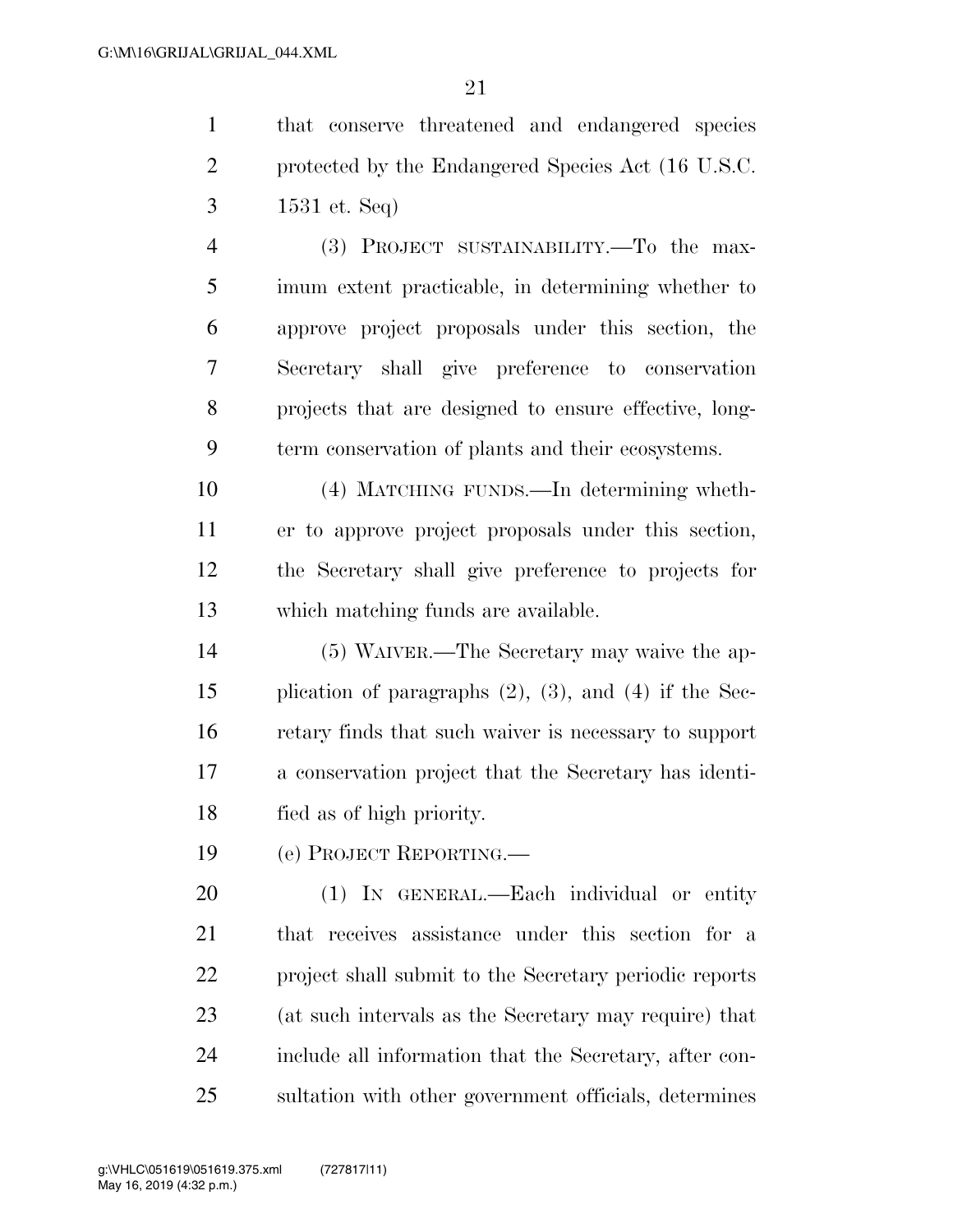that conserve threatened and endangered species protected by the Endangered Species Act (16 U.S.C. 1531 et. Seq)

(3) PROJECT SUSTAINABILITY.—To the maximum extent practicable, in determining whether to approve project proposals under this section, the Secretary shall give preference to conservation projects that are designed to ensure effective, long-term conservation of plants and their ecosystems.

(4) MATCHING FUNDS.—In determining whether to approve project proposals under this section, the Secretary shall give preference to projects for which matching funds are available.

(5) WAIVER.—The Secretary may waive the application of paragraphs (2), (3), and (4) if the Secretary finds that such waiver is necessary to support a conservation project that the Secretary has identified as of high priority.

(e) PROJECT REPORTING.—

(1) IN GENERAL.—Each individual or entity that receives assistance under this section for a project shall submit to the Secretary periodic reports (at such intervals as the Secretary may require) that include all information that the Secretary, after consultation with other government officials, determines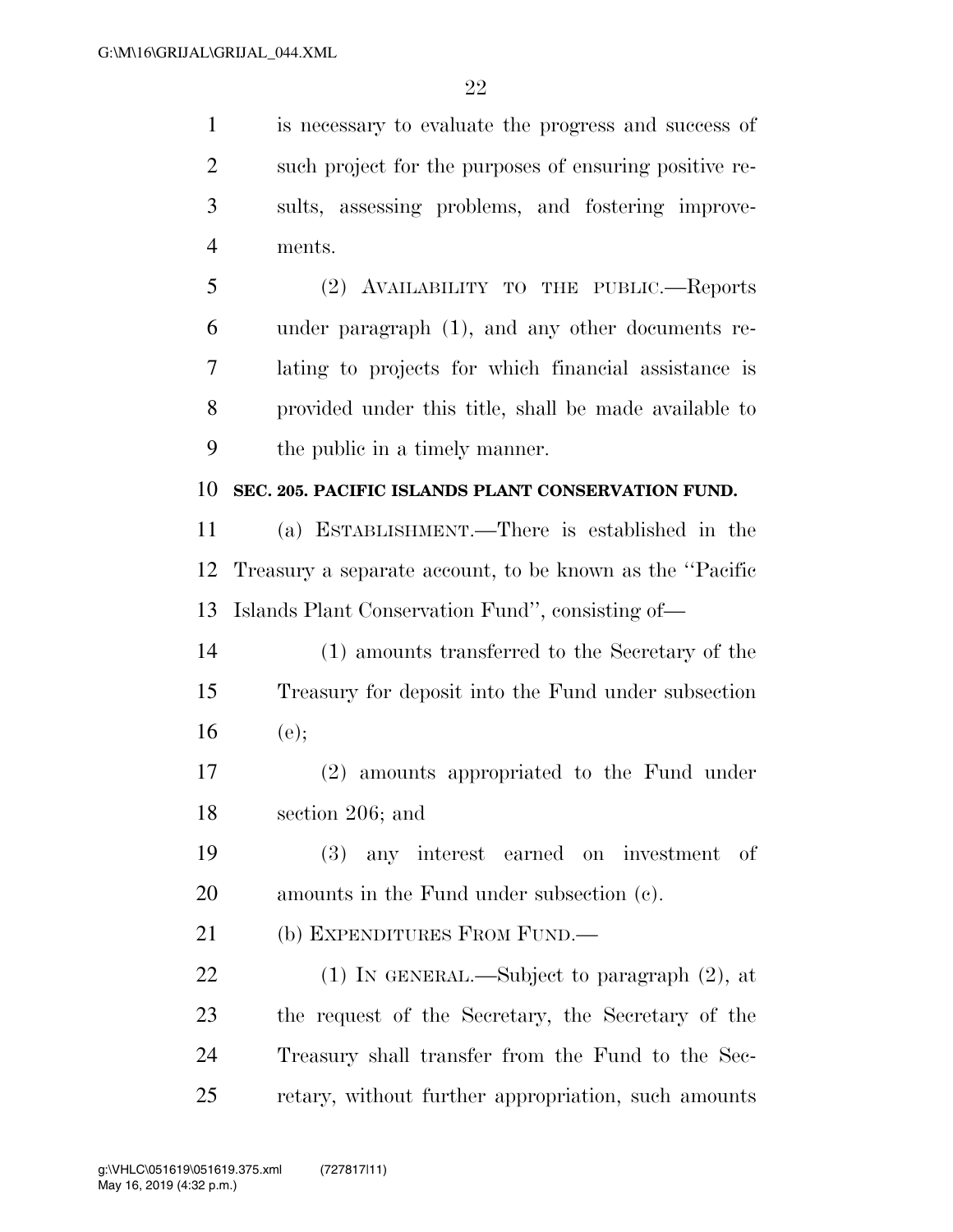is necessary to evaluate the progress and success of such project for the purposes of ensuring positive results, assessing problems, and fostering improvements.

(2) AVAILABILITY TO THE PUBLIC.—Reports under paragraph (1), and any other documents relating to projects for which financial assistance is provided under this title, shall be made available to the public in a timely manner.

**SEC. 205. PACIFIC ISLANDS PLANT CONSERVATION FUND.**

(a) ESTABLISHMENT.—There is established in the Treasury a separate account, to be known as the ''Pacific Islands Plant Conservation Fund'', consisting of—

(1) amounts transferred to the Secretary of the Treasury for deposit into the Fund under subsection (e);

(2) amounts appropriated to the Fund under section 206; and

(3) any interest earned on investment of amounts in the Fund under subsection (c).

(b) EXPENDITURES FROM FUND.—

(1) IN GENERAL.—Subject to paragraph (2), at the request of the Secretary, the Secretary of the Treasury shall transfer from the Fund to the Secretary, without further appropriation, such amounts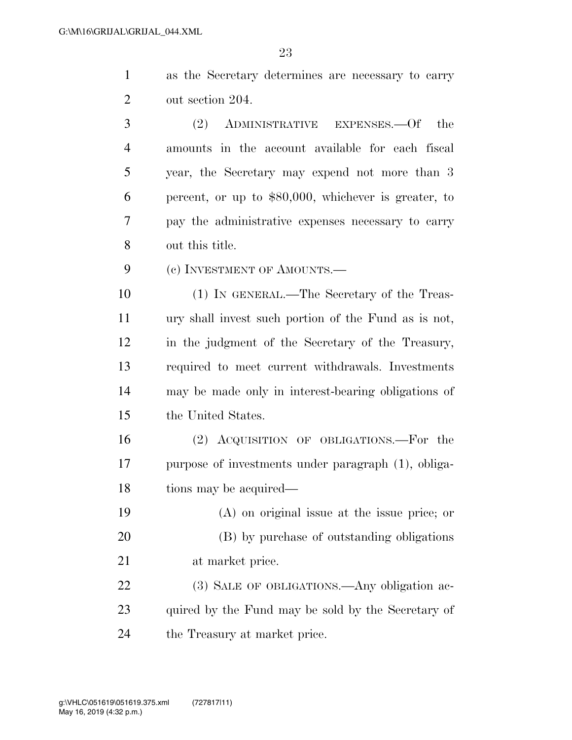as the Secretary determines are necessary to carry out section 204.

(2) ADMINISTRATIVE EXPENSES.—Of the amounts in the account available for each fiscal year, the Secretary may expend not more than 3 percent, or up to $80,000, whichever is greater, to pay the administrative expenses necessary to carry out this title.

(c) INVESTMENT OF AMOUNTS.—

(1) IN GENERAL.—The Secretary of the Treasury shall invest such portion of the Fund as is not, in the judgment of the Secretary of the Treasury, required to meet current withdrawals. Investments may be made only in interest-bearing obligations of the United States.

(2) ACQUISITION OF OBLIGATIONS.—For the purpose of investments under paragraph (1), obligations may be acquired—

(A) on original issue at the issue price; or

(B) by purchase of outstanding obligations at market price.

(3) SALE OF OBLIGATIONS.—Any obligation acquired by the Fund may be sold by the Secretary of the Treasury at market price.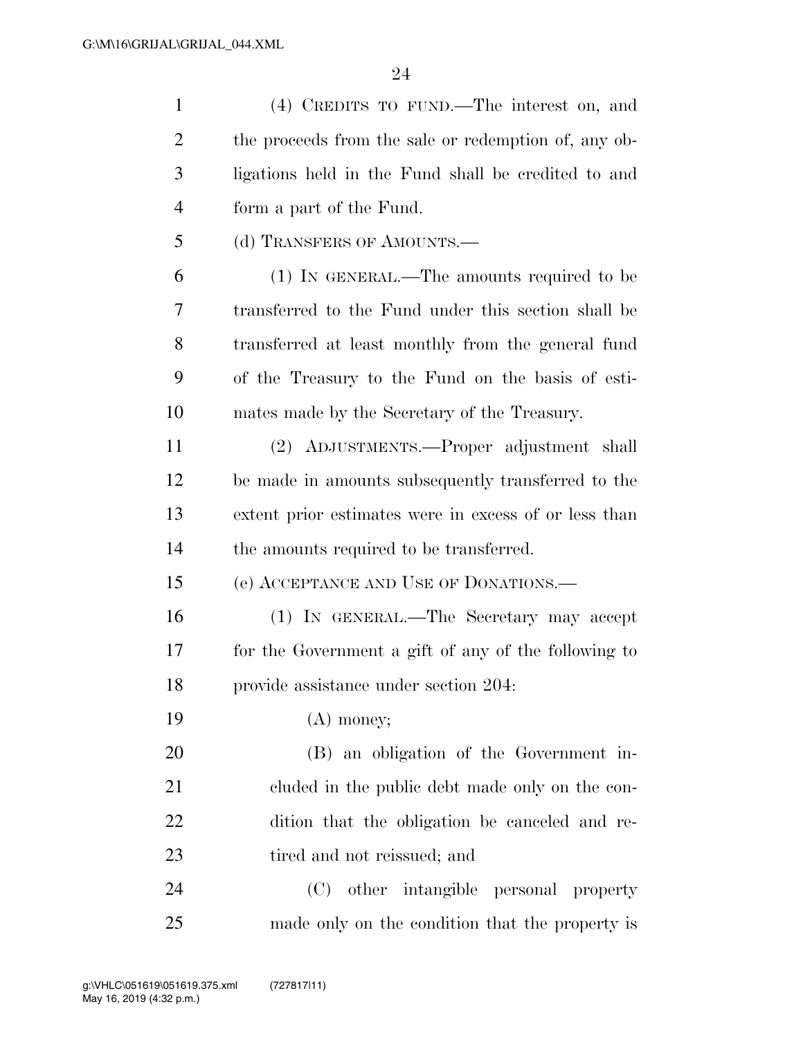(4) CREDITS TO FUND.—The interest on, and the proceeds from the sale or redemption of, any obligations held in the Fund shall be credited to and form a part of the Fund.

(d) TRANSFERS OF AMOUNTS.—

(1) IN GENERAL.—The amounts required to be transferred to the Fund under this section shall be transferred at least monthly from the general fund of the Treasury to the Fund on the basis of estimates made by the Secretary of the Treasury.

(2) ADJUSTMENTS.—Proper adjustment shall be made in amounts subsequently transferred to the extent prior estimates were in excess of or less than the amounts required to be transferred.

(e) ACCEPTANCE AND USE OF DONATIONS.—

(1) IN GENERAL.—The Secretary may accept for the Government a gift of any of the following to provide assistance under section 204:

(A) money;

(B) an obligation of the Government included in the public debt made only on the condition that the obligation be canceled and retired and not reissued; and

(C) other intangible personal property made only on the condition that the property is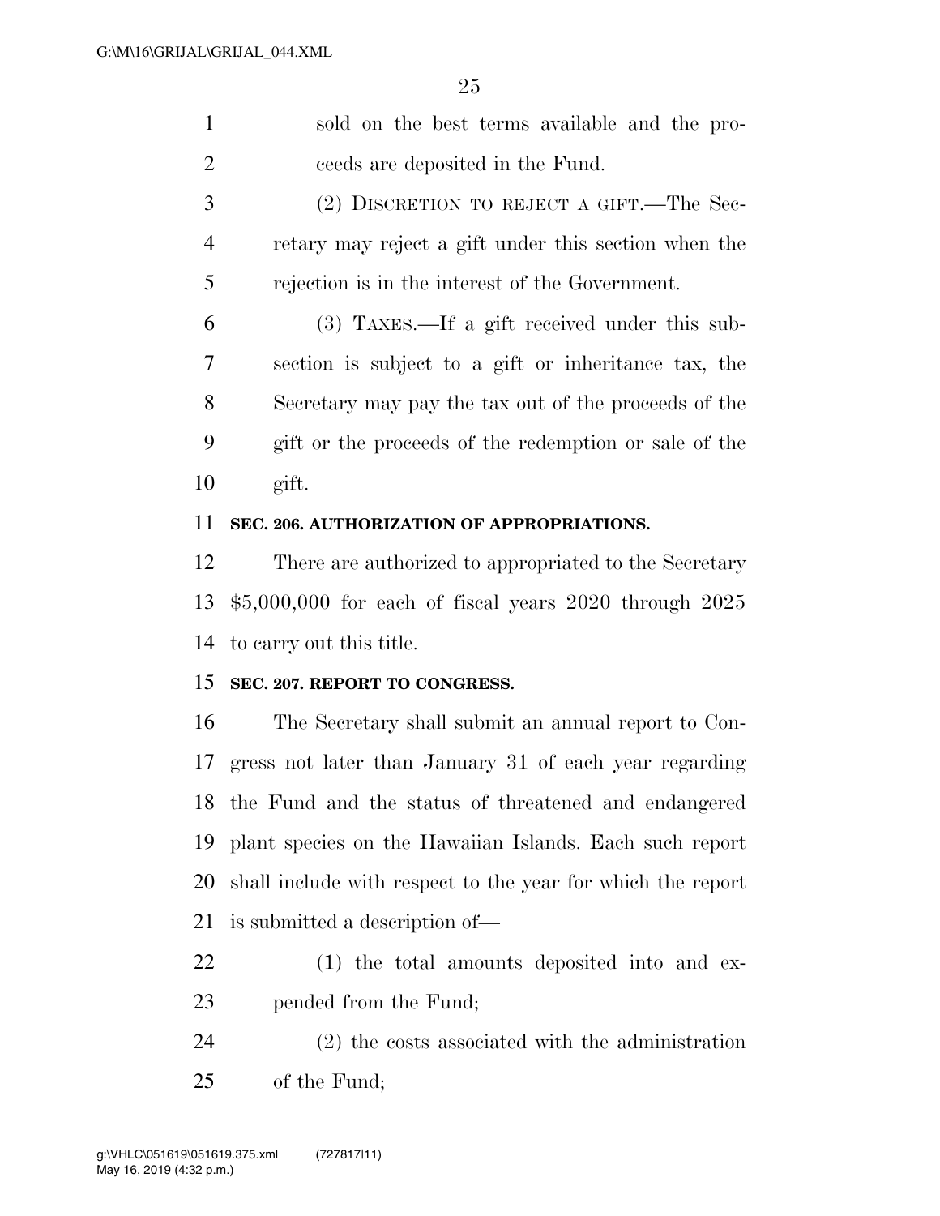sold on the best terms available and the proceeds are deposited in the Fund.

(2) DISCRETION TO REJECT A GIFT.—The Secretary may reject a gift under this section when the rejection is in the interest of the Government.

(3) TAXES.—If a gift received under this subsection is subject to a gift or inheritance tax, the Secretary may pay the tax out of the proceeds of the gift or the proceeds of the redemption or sale of the gift.

**SEC. 206. AUTHORIZATION OF APPROPRIATIONS.**

There are authorized to appropriated to the Secretary $5,000,000 for each of fiscal years 2020 through 2025 to carry out this title.

**SEC. 207. REPORT TO CONGRESS.**

The Secretary shall submit an annual report to Congress not later than January 31 of each year regarding the Fund and the status of threatened and endangered plant species on the Hawaiian Islands. Each such report shall include with respect to the year for which the report is submitted a description of—

(1) the total amounts deposited into and expended from the Fund;

(2) the costs associated with the administration of the Fund;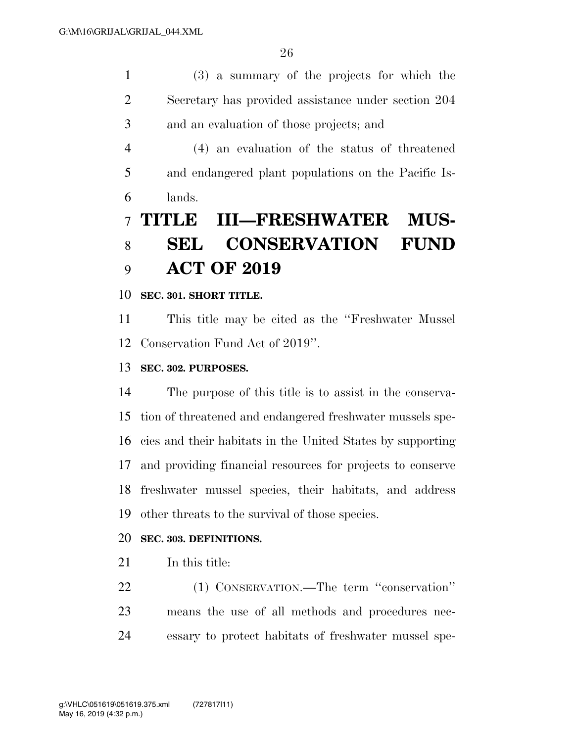(3) a summary of the projects for which the Secretary has provided assistance under section 204 and an evaluation of those projects; and

(4) an evaluation of the status of threatened and endangered plant populations on the Pacific Islands.

# TITLE III—FRESHWATER MUSSEL CONSERVATION FUND ACT OF 2019

**SEC. 301. SHORT TITLE.**

This title may be cited as the ''Freshwater Mussel Conservation Fund Act of 2019''.

**SEC. 302. PURPOSES.**

The purpose of this title is to assist in the conservation of threatened and endangered freshwater mussels species and their habitats in the United States by supporting and providing financial resources for projects to conserve freshwater mussel species, their habitats, and address other threats to the survival of those species.

**SEC. 303. DEFINITIONS.**

In this title:

(1) CONSERVATION.—The term ''conservation'' means the use of all methods and procedures necessary to protect habitats of freshwater mussel spe-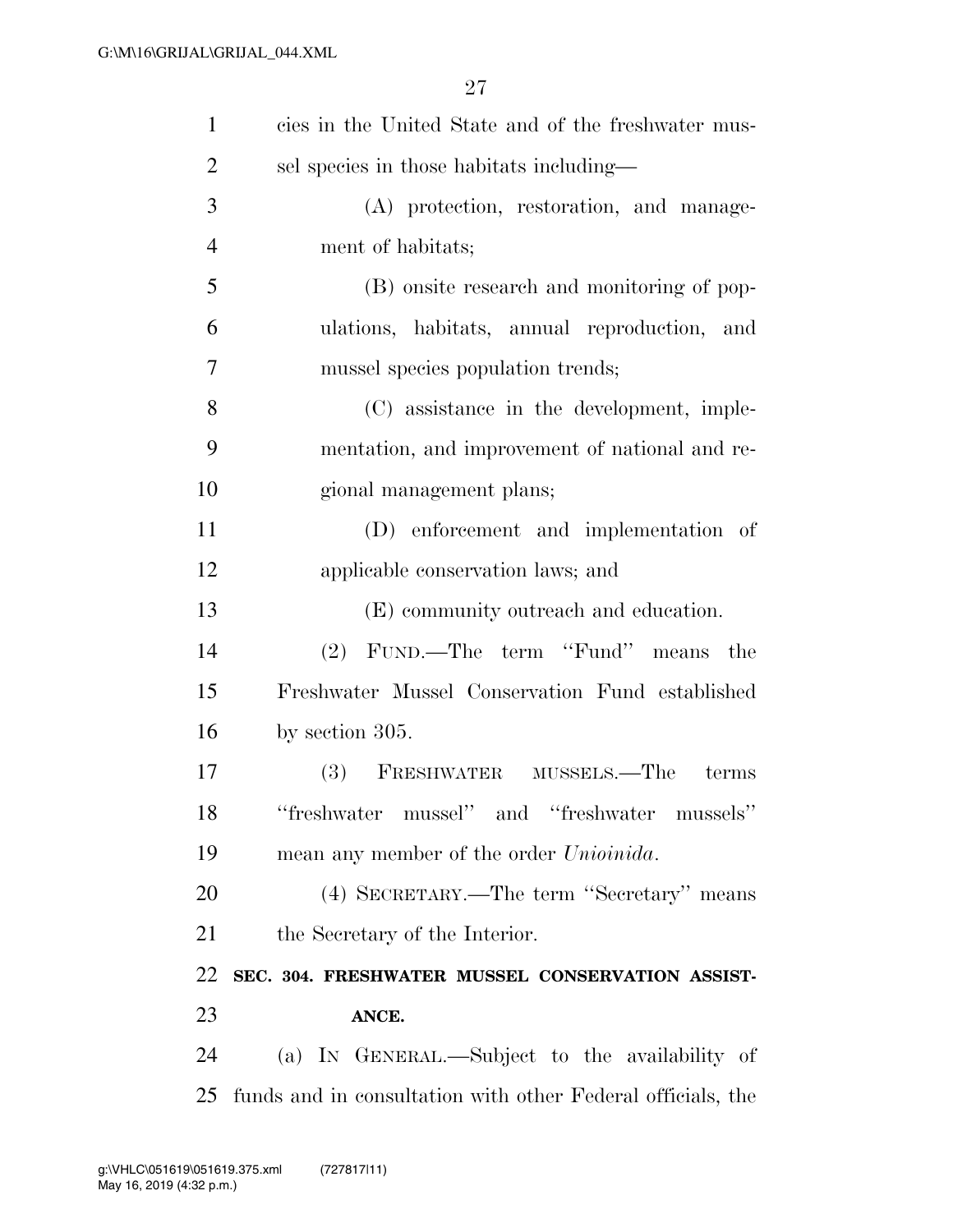cies in the United State and of the freshwater mussel species in those habitats including—

(A) protection, restoration, and management of habitats;

(B) onsite research and monitoring of populations, habitats, annual reproduction, and mussel species population trends;

(C) assistance in the development, implementation, and improvement of national and regional management plans;

(D) enforcement and implementation of applicable conservation laws; and

(E) community outreach and education.

(2) FUND.—The term "Fund" means the Freshwater Mussel Conservation Fund established by section 305.

(3) FRESHWATER MUSSELS.—The terms "freshwater mussel" and "freshwater mussels" mean any member of the order *Unioinida*.

(4) SECRETARY.—The term "Secretary" means the Secretary of the Interior.

**SEC. 304. FRESHWATER MUSSEL CONSERVATION ASSISTANCE.**

(a) IN GENERAL.—Subject to the availability of funds and in consultation with other Federal officials, the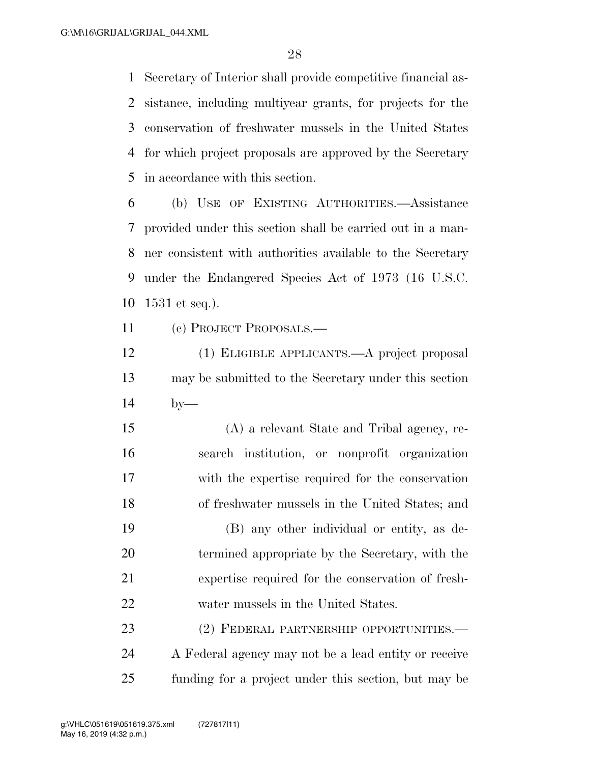Secretary of Interior shall provide competitive financial assistance, including multiyear grants, for projects for the conservation of freshwater mussels in the United States for which project proposals are approved by the Secretary in accordance with this section.

(b) USE OF EXISTING AUTHORITIES.—Assistance provided under this section shall be carried out in a manner consistent with authorities available to the Secretary under the Endangered Species Act of 1973 (16 U.S.C. 1531 et seq.).

(c) PROJECT PROPOSALS.—

(1) ELIGIBLE APPLICANTS.—A project proposal may be submitted to the Secretary under this section by—

(A) a relevant State and Tribal agency, research institution, or nonprofit organization with the expertise required for the conservation of freshwater mussels in the United States; and

(B) any other individual or entity, as determined appropriate by the Secretary, with the expertise required for the conservation of freshwater mussels in the United States.

(2) FEDERAL PARTNERSHIP OPPORTUNITIES.—A Federal agency may not be a lead entity or receive funding for a project under this section, but may be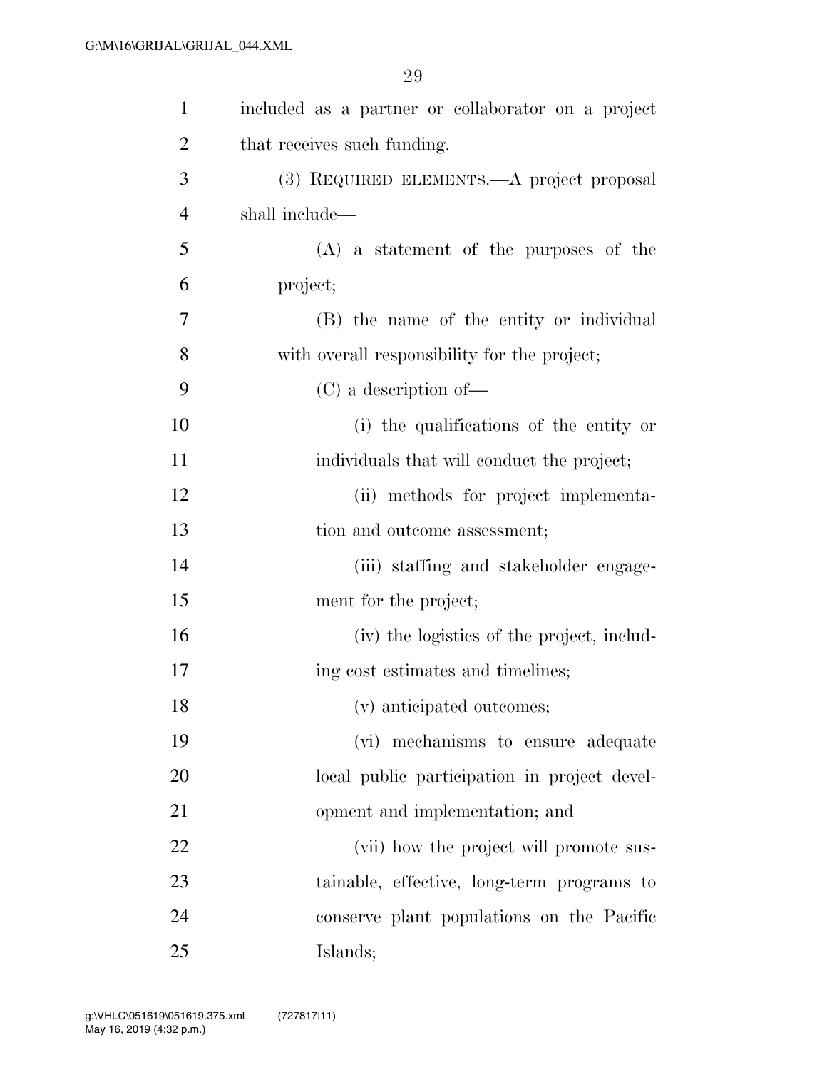included as a partner or collaborator on a project that receives such funding.

(3) REQUIRED ELEMENTS.—A project proposal shall include—

(A) a statement of the purposes of the project;

(B) the name of the entity or individual with overall responsibility for the project;

(C) a description of—

(i) the qualifications of the entity or individuals that will conduct the project;

(ii) methods for project implementation and outcome assessment;

(iii) staffing and stakeholder engagement for the project;

(iv) the logistics of the project, including cost estimates and timelines;

(v) anticipated outcomes;

(vi) mechanisms to ensure adequate local public participation in project development and implementation; and

(vii) how the project will promote sustainable, effective, long-term programs to conserve plant populations on the Pacific Islands;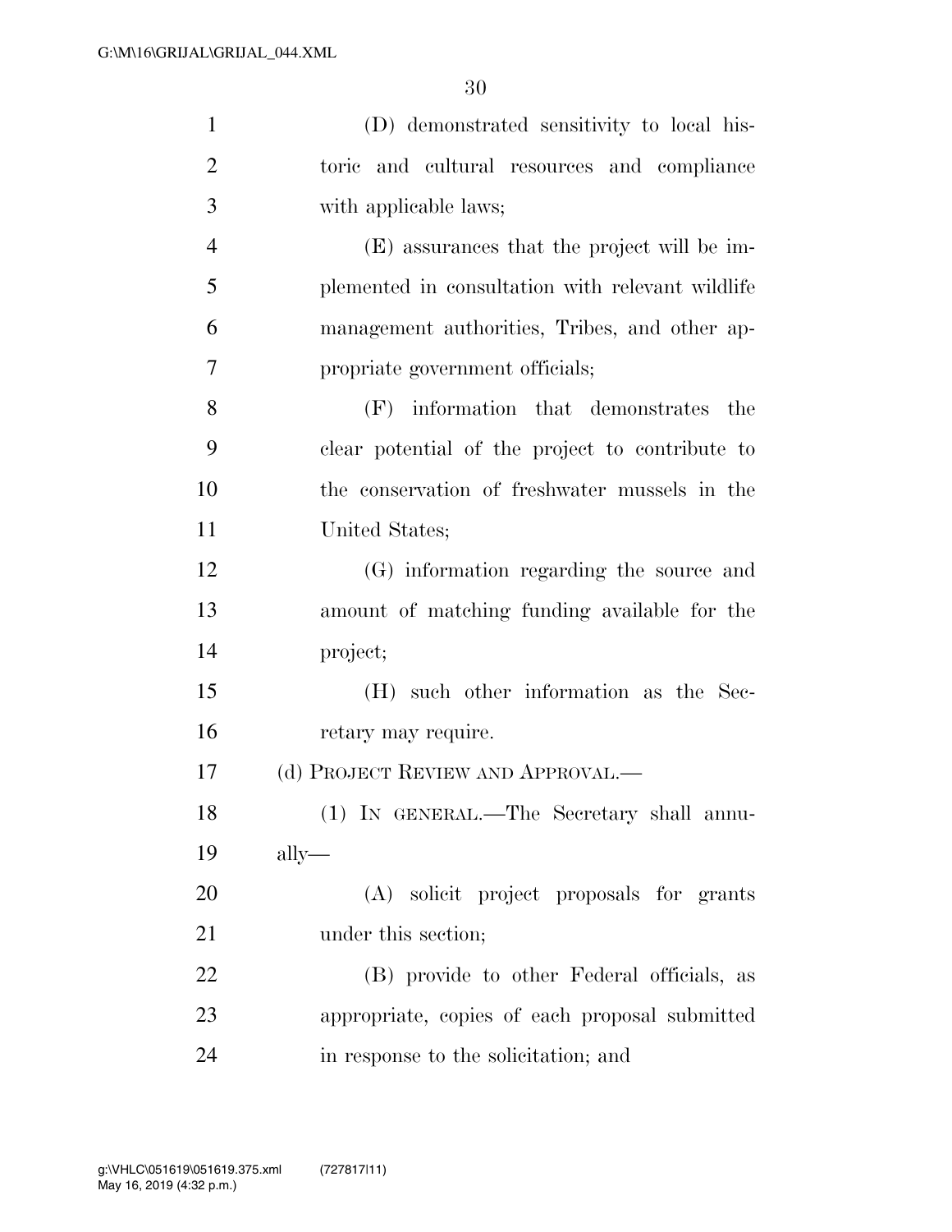(D) demonstrated sensitivity to local historic and cultural resources and compliance with applicable laws;

(E) assurances that the project will be implemented in consultation with relevant wildlife management authorities, Tribes, and other appropriate government officials;

(F) information that demonstrates the clear potential of the project to contribute to the conservation of freshwater mussels in the United States;

(G) information regarding the source and amount of matching funding available for the project;

(H) such other information as the Secretary may require.

(d) PROJECT REVIEW AND APPROVAL.—

(1) IN GENERAL.—The Secretary shall annually—

(A) solicit project proposals for grants under this section;

(B) provide to other Federal officials, as appropriate, copies of each proposal submitted in response to the solicitation; and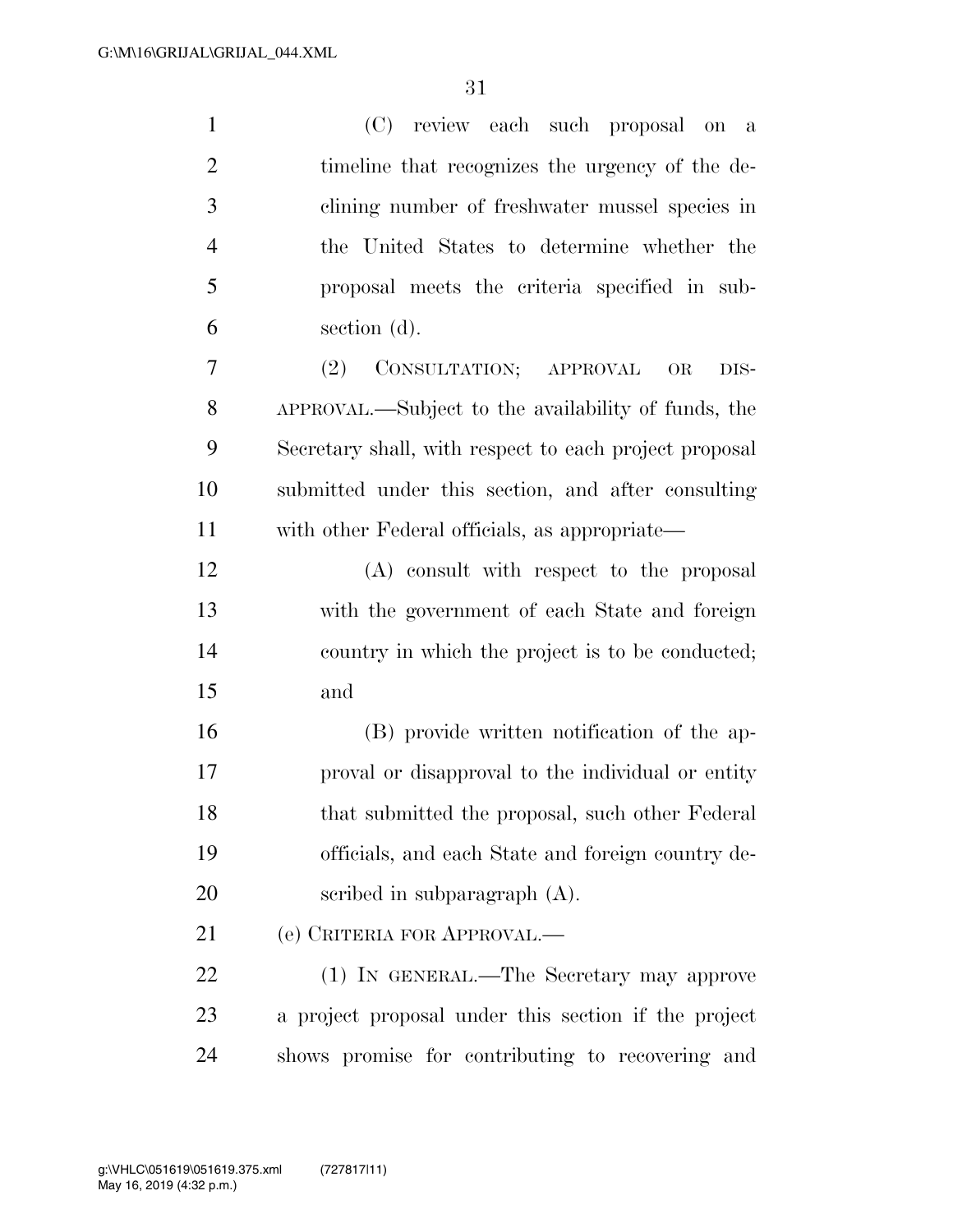(C) review each such proposal on a timeline that recognizes the urgency of the declining number of freshwater mussel species in the United States to determine whether the proposal meets the criteria specified in subsection (d).

(2) CONSULTATION; APPROVAL OR DISAPPROVAL.—Subject to the availability of funds, the Secretary shall, with respect to each project proposal submitted under this section, and after consulting with other Federal officials, as appropriate—

(A) consult with respect to the proposal with the government of each State and foreign country in which the project is to be conducted; and

(B) provide written notification of the approval or disapproval to the individual or entity that submitted the proposal, such other Federal officials, and each State and foreign country described in subparagraph (A).

(e) CRITERIA FOR APPROVAL.—

(1) IN GENERAL.—The Secretary may approve a project proposal under this section if the project shows promise for contributing to recovering and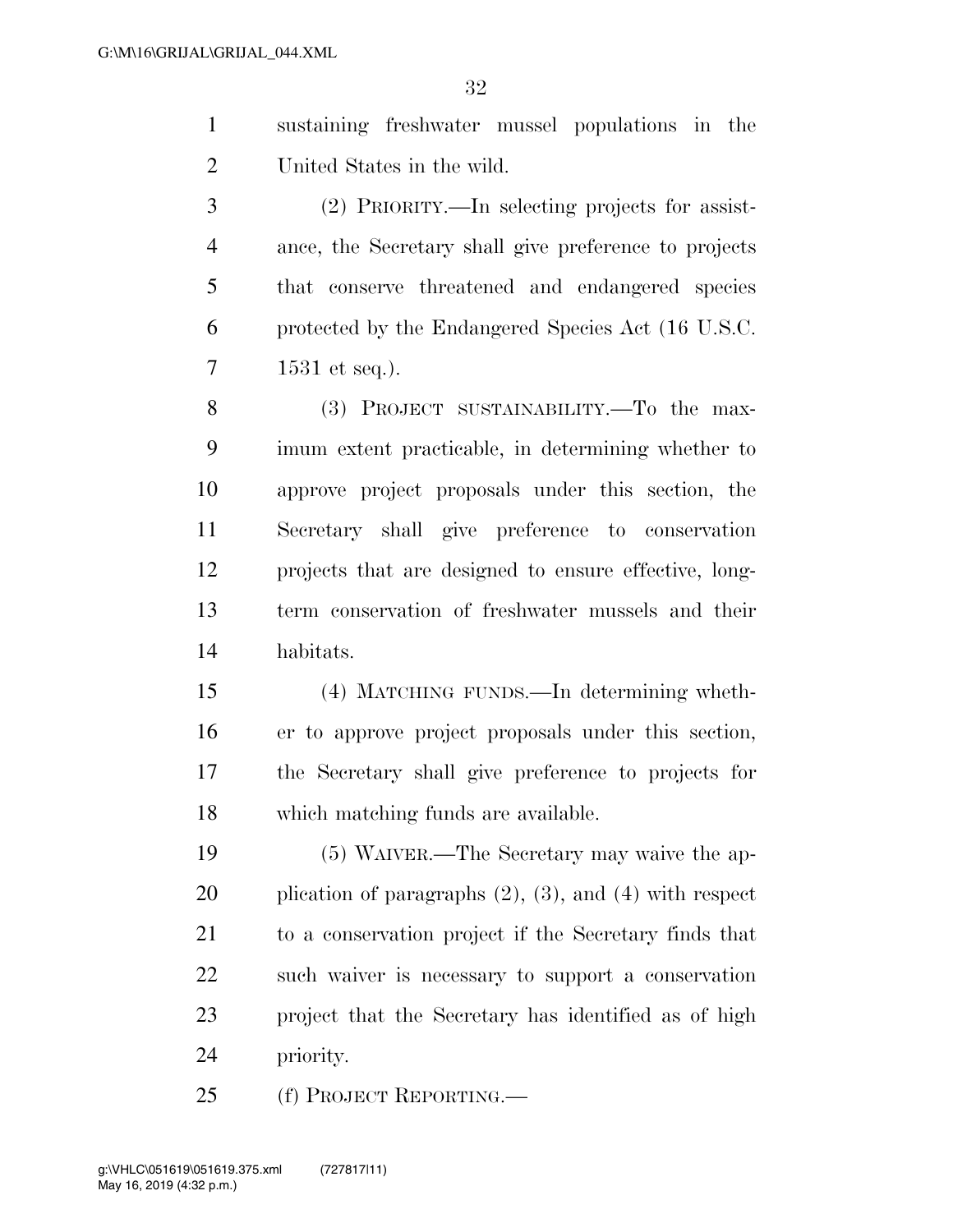sustaining freshwater mussel populations in the United States in the wild.

(2) PRIORITY.—In selecting projects for assistance, the Secretary shall give preference to projects that conserve threatened and endangered species protected by the Endangered Species Act (16 U.S.C. 1531 et seq.).

(3) PROJECT SUSTAINABILITY.—To the maximum extent practicable, in determining whether to approve project proposals under this section, the Secretary shall give preference to conservation projects that are designed to ensure effective, long-term conservation of freshwater mussels and their habitats.

(4) MATCHING FUNDS.—In determining whether to approve project proposals under this section, the Secretary shall give preference to projects for which matching funds are available.

(5) WAIVER.—The Secretary may waive the application of paragraphs (2), (3), and (4) with respect to a conservation project if the Secretary finds that such waiver is necessary to support a conservation project that the Secretary has identified as of high priority.

(f) PROJECT REPORTING.—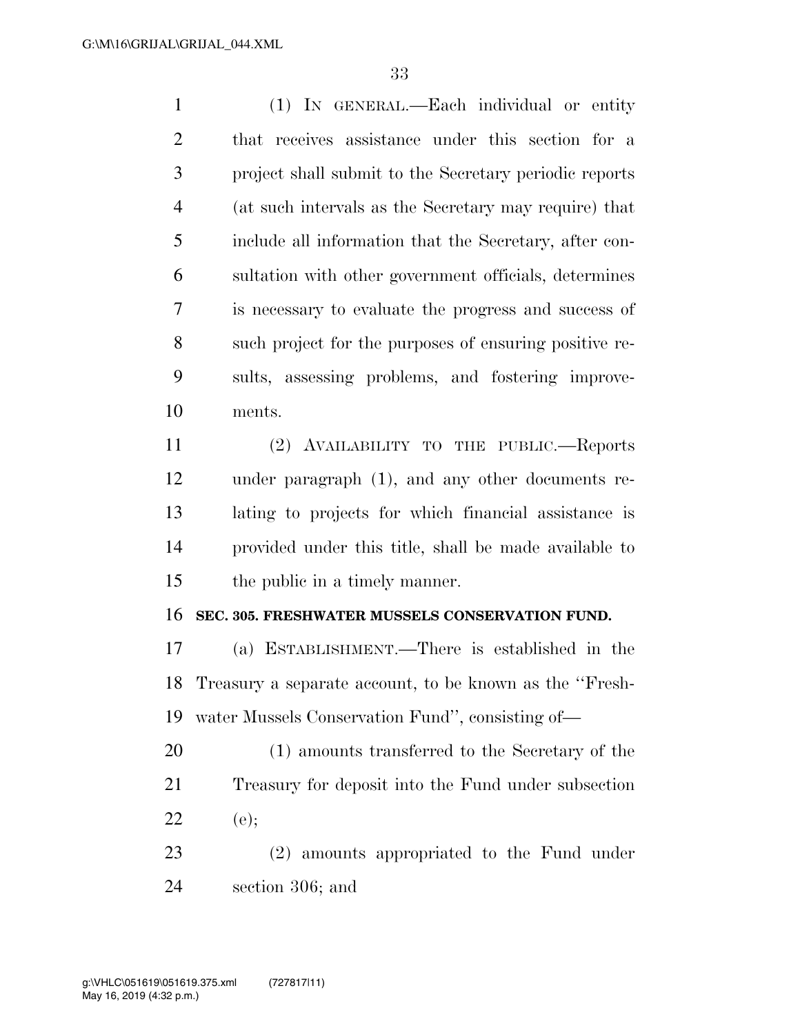(1) IN GENERAL.—Each individual or entity that receives assistance under this section for a project shall submit to the Secretary periodic reports (at such intervals as the Secretary may require) that include all information that the Secretary, after consultation with other government officials, determines is necessary to evaluate the progress and success of such project for the purposes of ensuring positive results, assessing problems, and fostering improvements.

(2) AVAILABILITY TO THE PUBLIC.—Reports under paragraph (1), and any other documents relating to projects for which financial assistance is provided under this title, shall be made available to the public in a timely manner.

**SEC. 305. FRESHWATER MUSSELS CONSERVATION FUND.**

(a) ESTABLISHMENT.—There is established in the Treasury a separate account, to be known as the ''Freshwater Mussels Conservation Fund'', consisting of—

(1) amounts transferred to the Secretary of the Treasury for deposit into the Fund under subsection (e);

(2) amounts appropriated to the Fund under section 306; and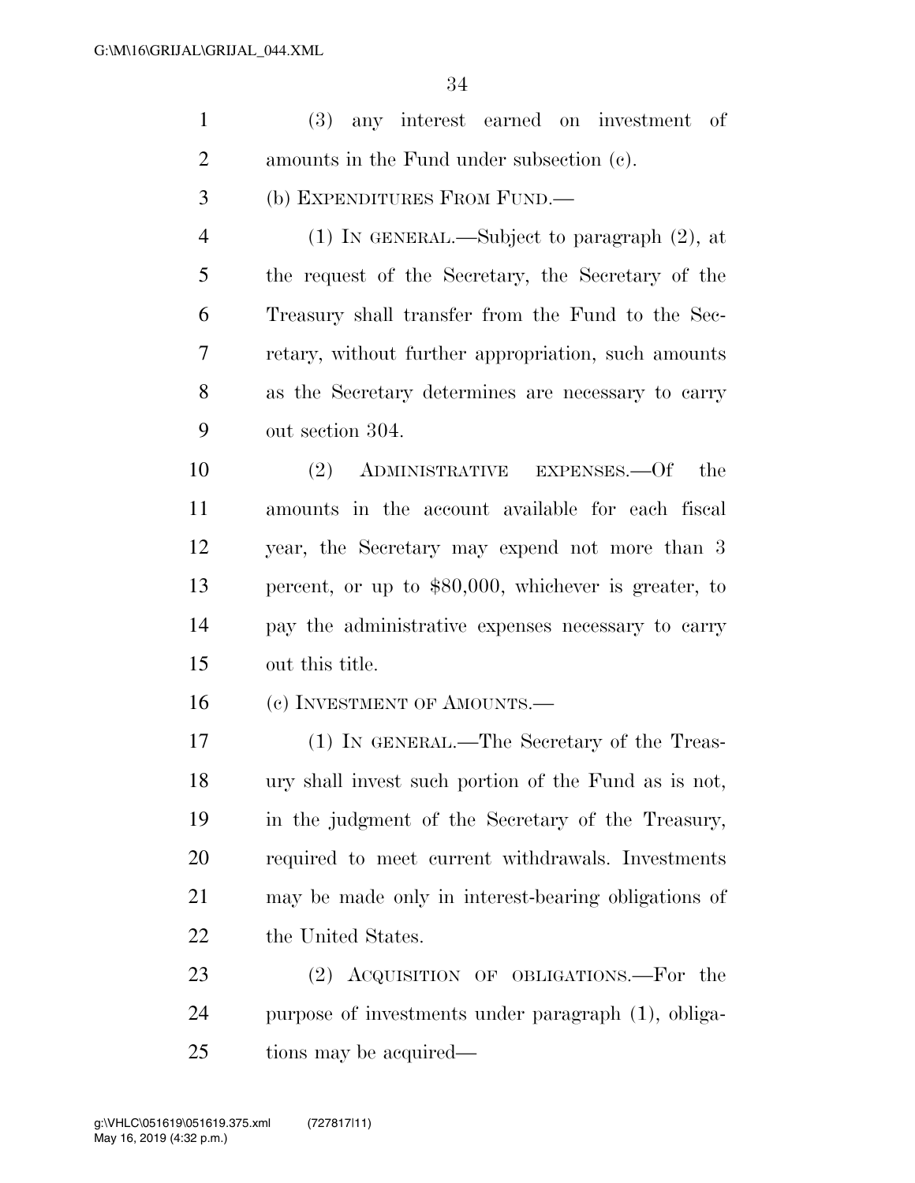(3) any interest earned on investment of amounts in the Fund under subsection (c).

(b) EXPENDITURES FROM FUND.—

(1) IN GENERAL.—Subject to paragraph (2), at the request of the Secretary, the Secretary of the Treasury shall transfer from the Fund to the Secretary, without further appropriation, such amounts as the Secretary determines are necessary to carry out section 304.

(2) ADMINISTRATIVE EXPENSES.—Of the amounts in the account available for each fiscal year, the Secretary may expend not more than 3 percent, or up to $80,000, whichever is greater, to pay the administrative expenses necessary to carry out this title.

(c) INVESTMENT OF AMOUNTS.—

(1) IN GENERAL.—The Secretary of the Treasury shall invest such portion of the Fund as is not, in the judgment of the Secretary of the Treasury, required to meet current withdrawals. Investments may be made only in interest-bearing obligations of the United States.

(2) ACQUISITION OF OBLIGATIONS.—For the purpose of investments under paragraph (1), obligations may be acquired—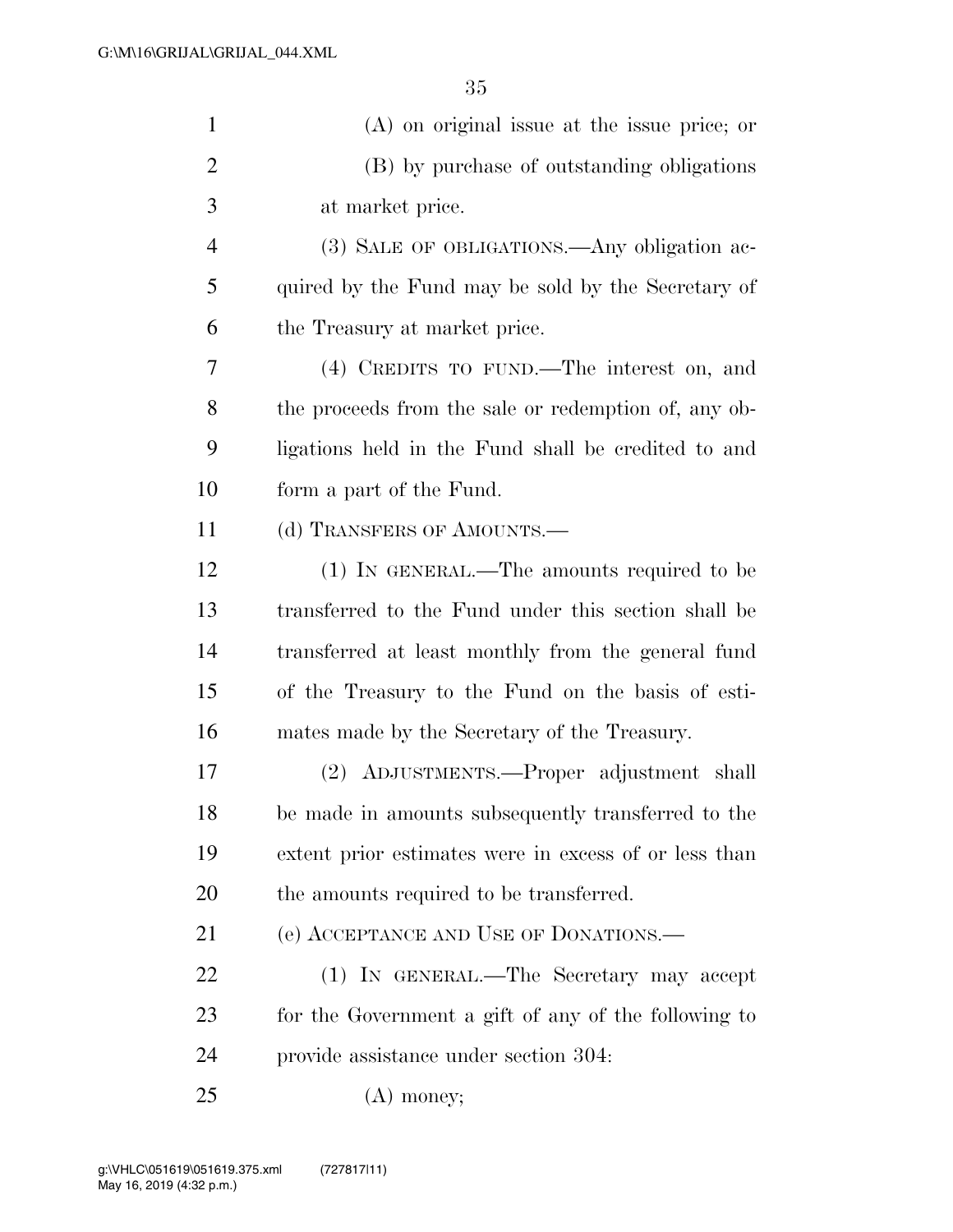(A) on original issue at the issue price; or

(B) by purchase of outstanding obligations at market price.

(3) SALE OF OBLIGATIONS.—Any obligation acquired by the Fund may be sold by the Secretary of the Treasury at market price.

(4) CREDITS TO FUND.—The interest on, and the proceeds from the sale or redemption of, any obligations held in the Fund shall be credited to and form a part of the Fund.

(d) TRANSFERS OF AMOUNTS.—

(1) IN GENERAL.—The amounts required to be transferred to the Fund under this section shall be transferred at least monthly from the general fund of the Treasury to the Fund on the basis of estimates made by the Secretary of the Treasury.

(2) ADJUSTMENTS.—Proper adjustment shall be made in amounts subsequently transferred to the extent prior estimates were in excess of or less than the amounts required to be transferred.

(e) ACCEPTANCE AND USE OF DONATIONS.—

(1) IN GENERAL.—The Secretary may accept for the Government a gift of any of the following to provide assistance under section 304:

(A) money;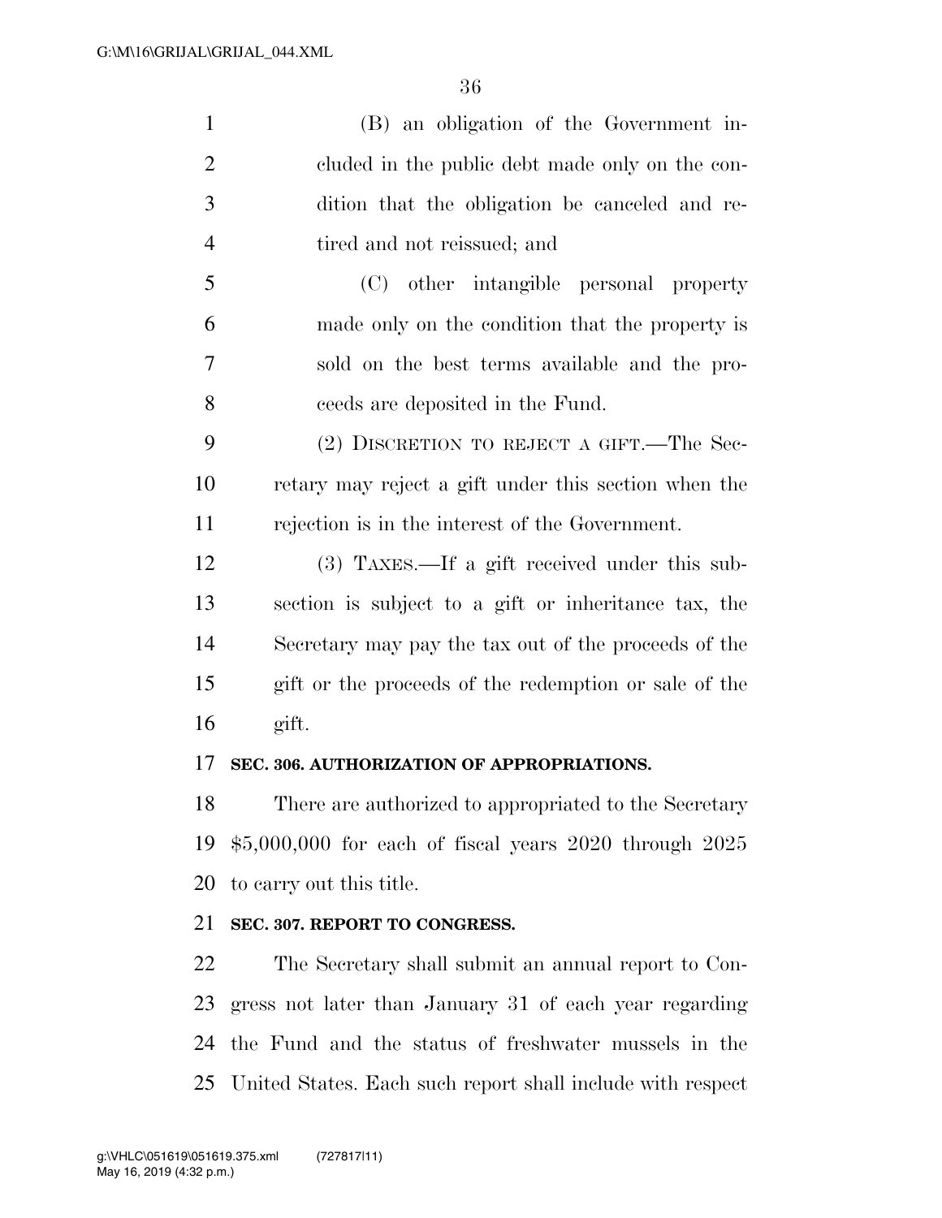(B) an obligation of the Government included in the public debt made only on the condition that the obligation be canceled and retired and not reissued; and

(C) other intangible personal property made only on the condition that the property is sold on the best terms available and the proceeds are deposited in the Fund.

(2) DISCRETION TO REJECT A GIFT.—The Secretary may reject a gift under this section when the rejection is in the interest of the Government.

(3) TAXES.—If a gift received under this subsection is subject to a gift or inheritance tax, the Secretary may pay the tax out of the proceeds of the gift or the proceeds of the redemption or sale of the gift.

**SEC. 306. AUTHORIZATION OF APPROPRIATIONS.**

There are authorized to appropriated to the Secretary $5,000,000 for each of fiscal years 2020 through 2025 to carry out this title.

**SEC. 307. REPORT TO CONGRESS.**

The Secretary shall submit an annual report to Congress not later than January 31 of each year regarding the Fund and the status of freshwater mussels in the United States. Each such report shall include with respect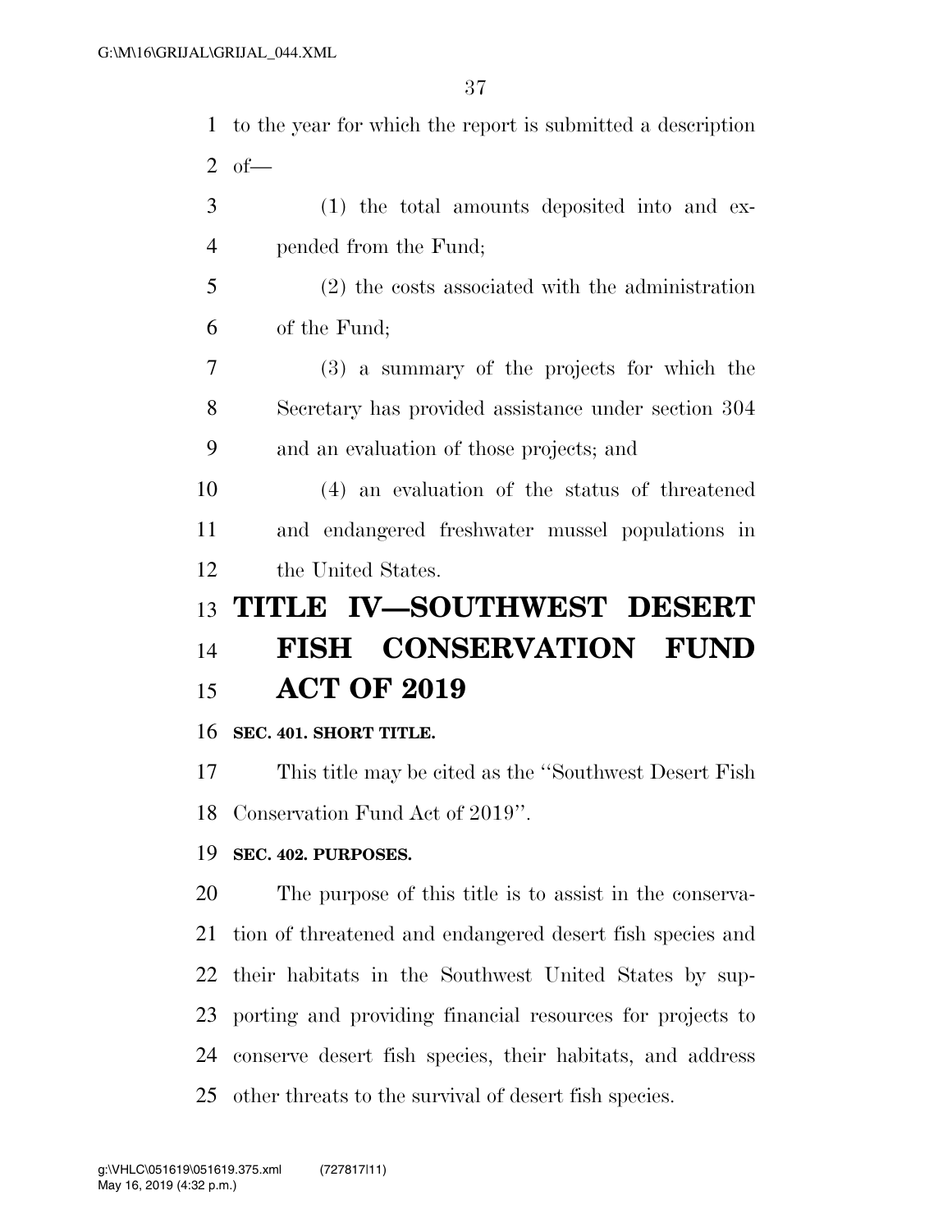to the year for which the report is submitted a description of—

(1) the total amounts deposited into and expended from the Fund;

(2) the costs associated with the administration of the Fund;

(3) a summary of the projects for which the Secretary has provided assistance under section 304 and an evaluation of those projects; and

(4) an evaluation of the status of threatened and endangered freshwater mussel populations in the United States.

# TITLE IV—SOUTHWEST DESERT FISH CONSERVATION FUND ACT OF 2019

### SEC. 401. SHORT TITLE.

This title may be cited as the ''Southwest Desert Fish Conservation Fund Act of 2019''.

### SEC. 402. PURPOSES.

The purpose of this title is to assist in the conservation of threatened and endangered desert fish species and their habitats in the Southwest United States by supporting and providing financial resources for projects to conserve desert fish species, their habitats, and address other threats to the survival of desert fish species.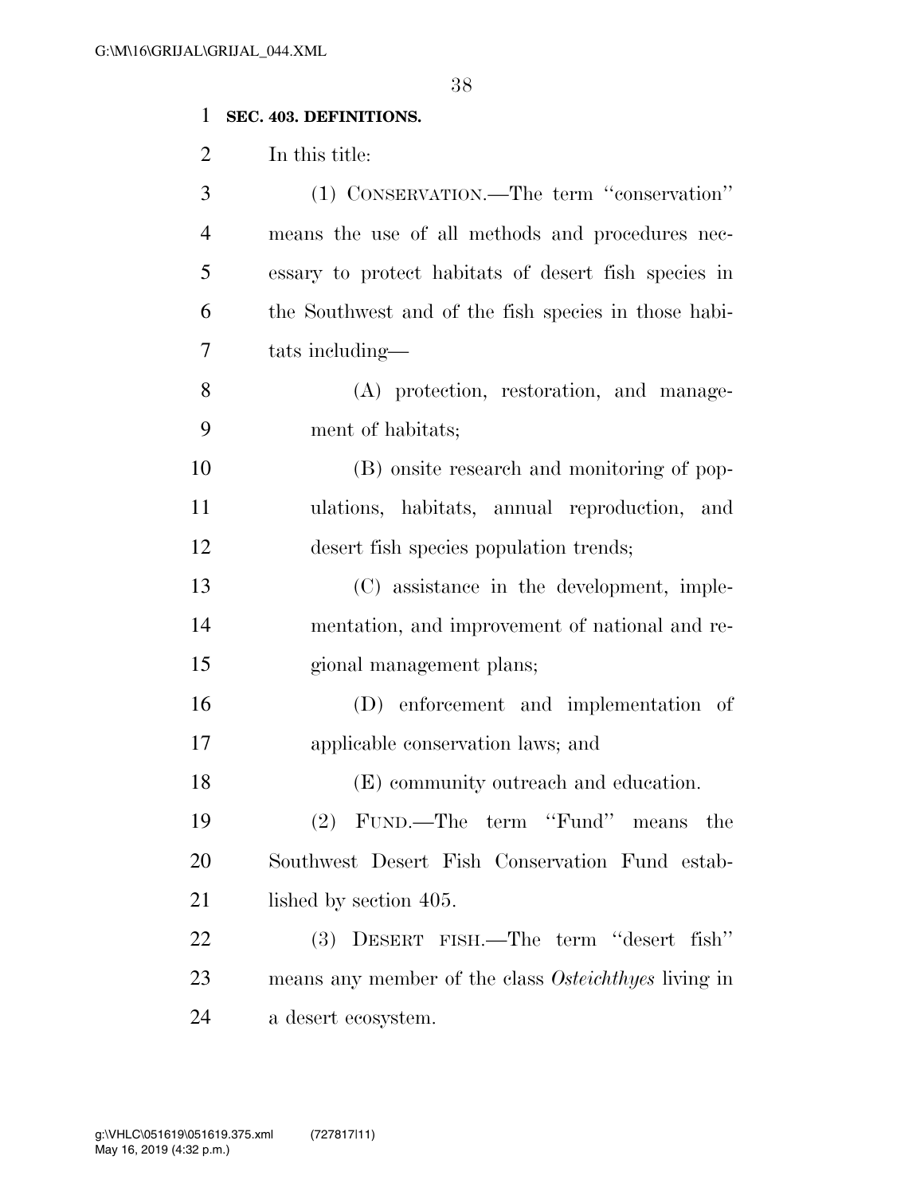**SEC. 403. DEFINITIONS.**

In this title:

(1) CONSERVATION.—The term "conservation" means the use of all methods and procedures necessary to protect habitats of desert fish species in the Southwest and of the fish species in those habitats including—

(A) protection, restoration, and management of habitats;

(B) onsite research and monitoring of populations, habitats, annual reproduction, and desert fish species population trends;

(C) assistance in the development, implementation, and improvement of national and regional management plans;

(D) enforcement and implementation of applicable conservation laws; and

(E) community outreach and education.

(2) FUND.—The term "Fund" means the Southwest Desert Fish Conservation Fund established by section 405.

(3) DESERT FISH.—The term "desert fish" means any member of the class *Osteichthyes* living in a desert ecosystem.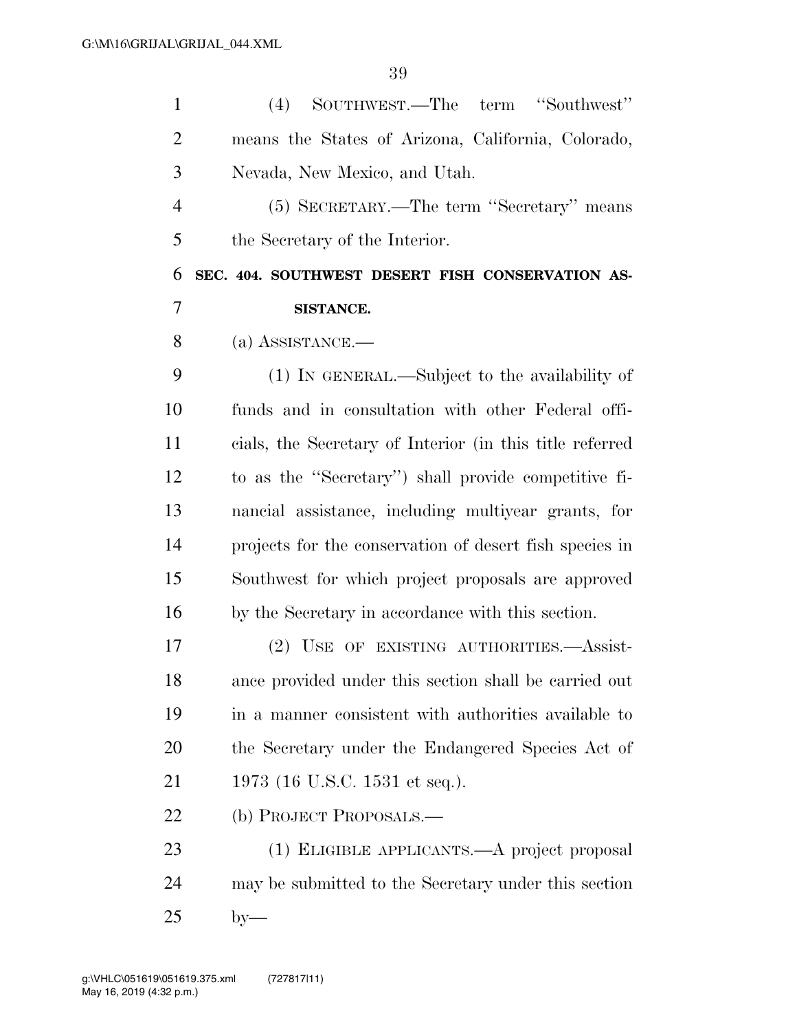(4) SOUTHWEST.—The term ''Southwest'' means the States of Arizona, California, Colorado, Nevada, New Mexico, and Utah.

(5) SECRETARY.—The term ''Secretary'' means the Secretary of the Interior.

**SEC. 404. SOUTHWEST DESERT FISH CONSERVATION ASSISTANCE.**

(a) ASSISTANCE.—

(1) IN GENERAL.—Subject to the availability of funds and in consultation with other Federal officials, the Secretary of Interior (in this title referred to as the ''Secretary'') shall provide competitive financial assistance, including multiyear grants, for projects for the conservation of desert fish species in Southwest for which project proposals are approved by the Secretary in accordance with this section.

(2) USE OF EXISTING AUTHORITIES.—Assistance provided under this section shall be carried out in a manner consistent with authorities available to the Secretary under the Endangered Species Act of 1973 (16 U.S.C. 1531 et seq.).

(b) PROJECT PROPOSALS.—

(1) ELIGIBLE APPLICANTS.—A project proposal may be submitted to the Secretary under this section by—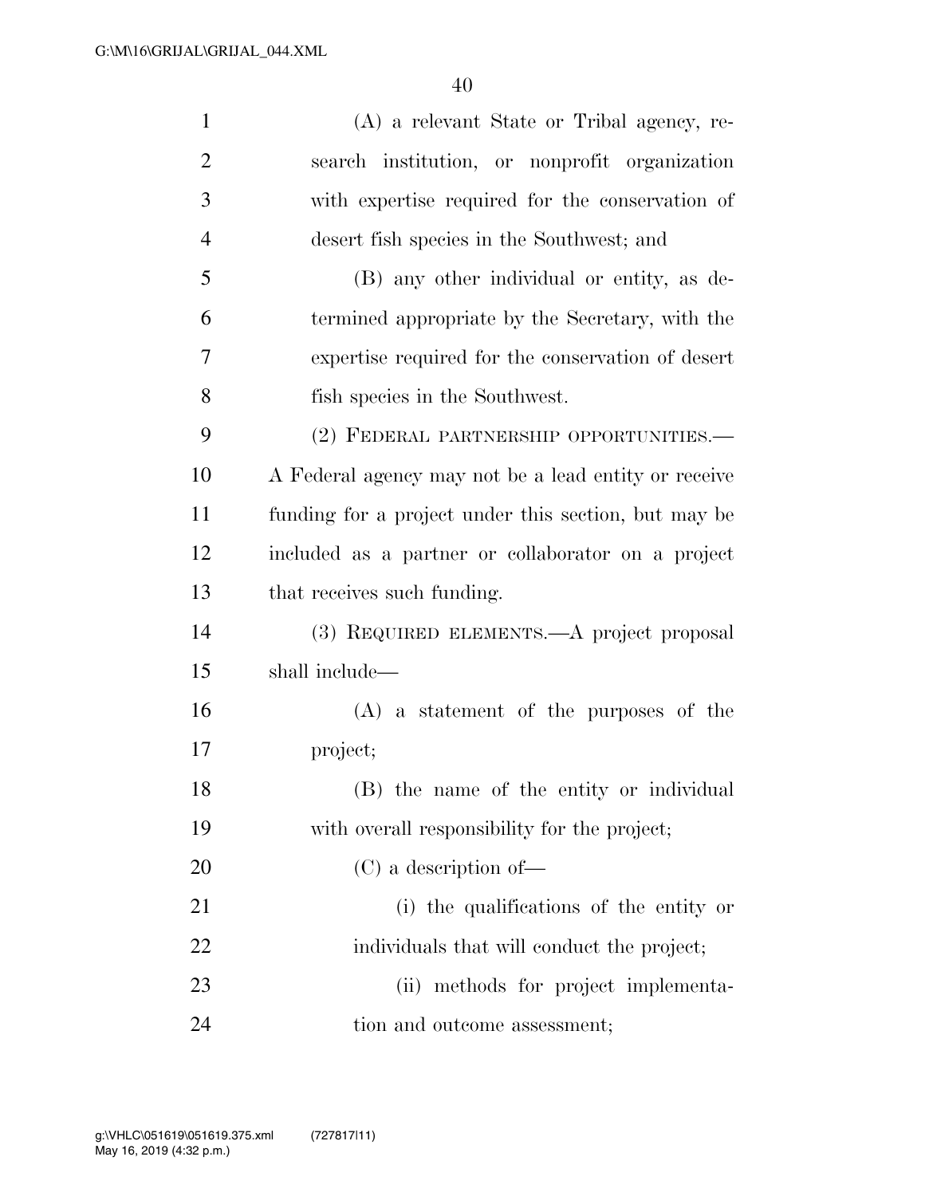(A) a relevant State or Tribal agency, research institution, or nonprofit organization with expertise required for the conservation of desert fish species in the Southwest; and

(B) any other individual or entity, as determined appropriate by the Secretary, with the expertise required for the conservation of desert fish species in the Southwest.

(2) FEDERAL PARTNERSHIP OPPORTUNITIES.—A Federal agency may not be a lead entity or receive funding for a project under this section, but may be included as a partner or collaborator on a project that receives such funding.

(3) REQUIRED ELEMENTS.—A project proposal shall include—

(A) a statement of the purposes of the project;

(B) the name of the entity or individual with overall responsibility for the project;

(C) a description of—

(i) the qualifications of the entity or individuals that will conduct the project;

(ii) methods for project implementation and outcome assessment;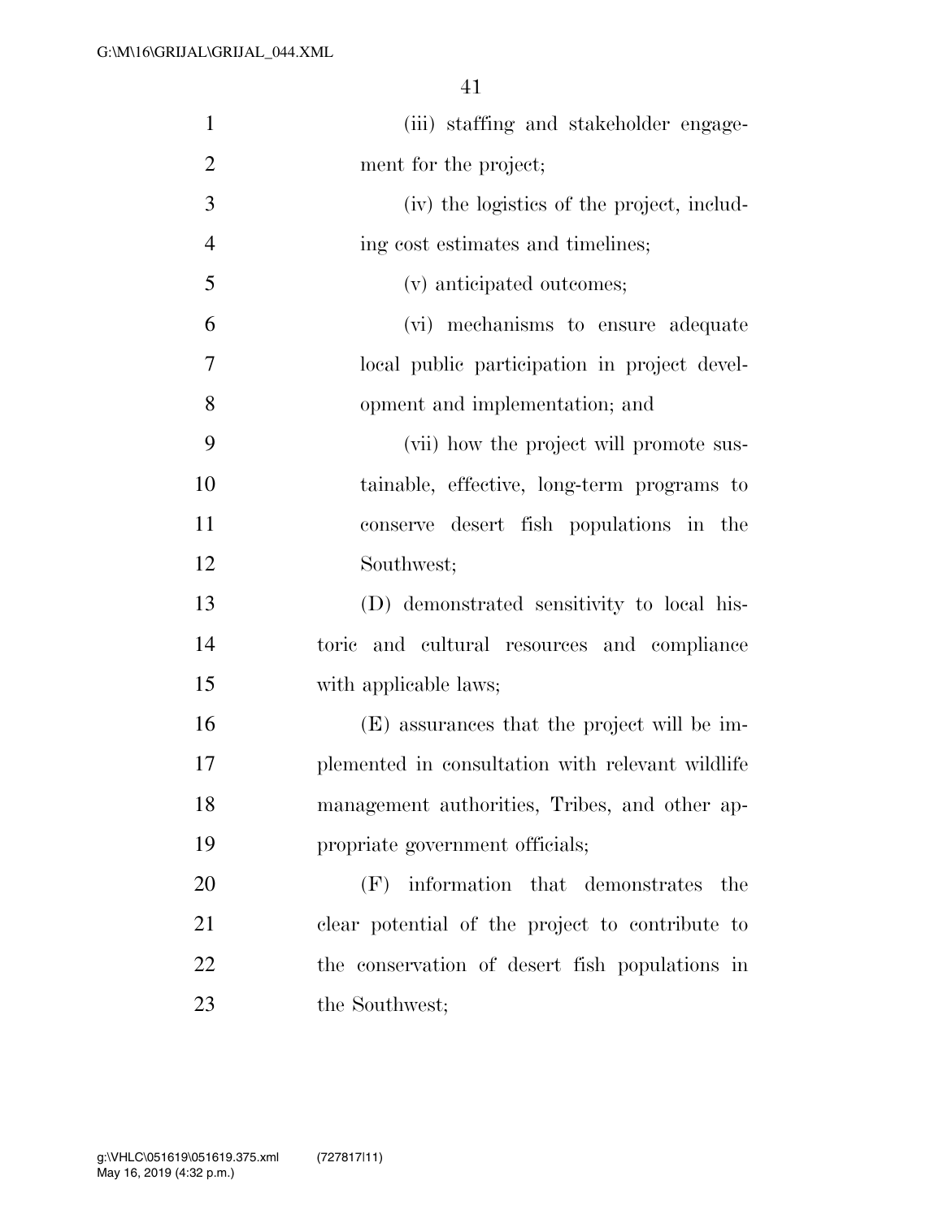(iii) staffing and stakeholder engagement for the project;

(iv) the logistics of the project, including cost estimates and timelines;

(v) anticipated outcomes;

(vi) mechanisms to ensure adequate local public participation in project development and implementation; and

(vii) how the project will promote sustainable, effective, long-term programs to conserve desert fish populations in the Southwest;

(D) demonstrated sensitivity to local historic and cultural resources and compliance with applicable laws;

(E) assurances that the project will be implemented in consultation with relevant wildlife management authorities, Tribes, and other appropriate government officials;

(F) information that demonstrates the clear potential of the project to contribute to the conservation of desert fish populations in the Southwest;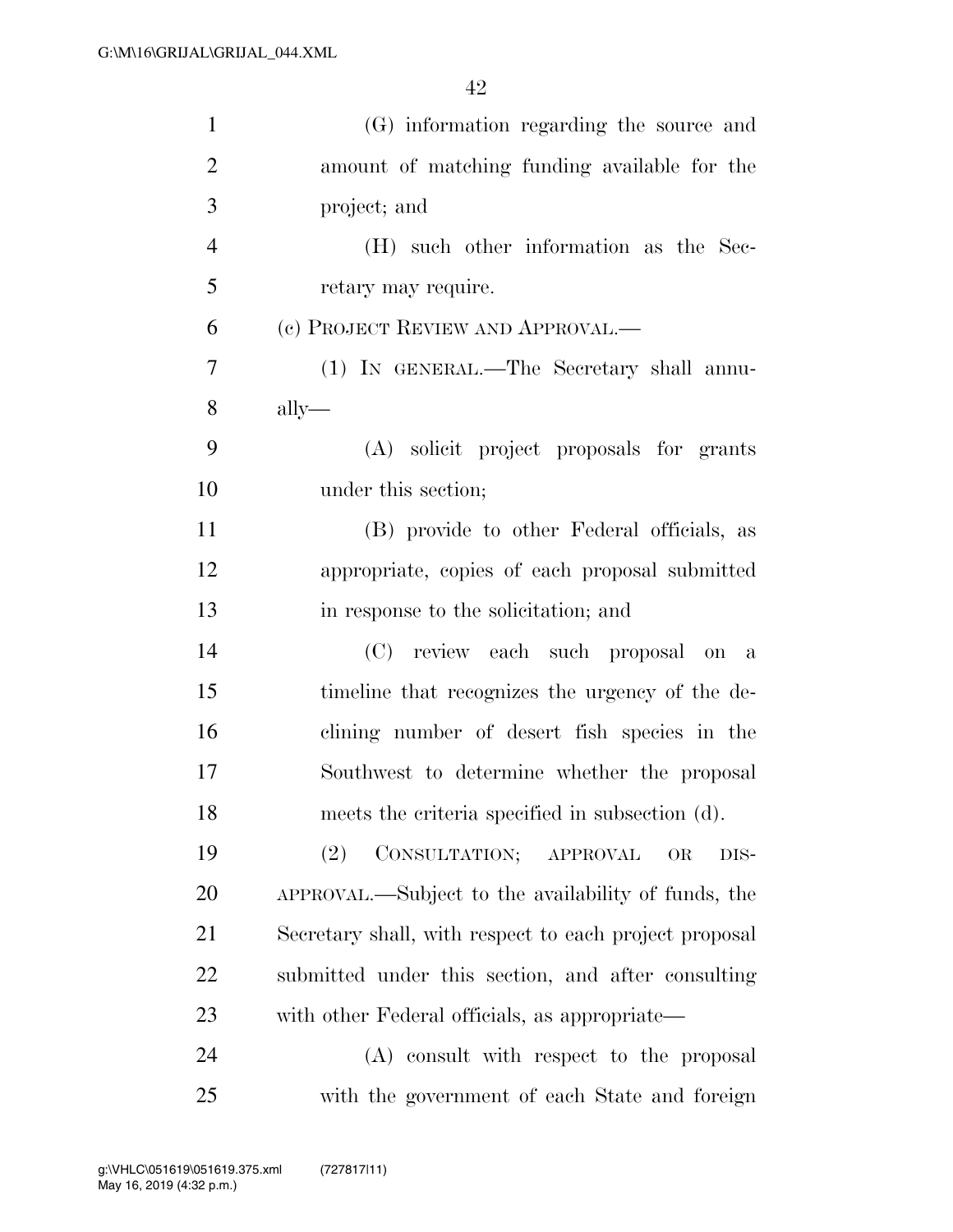(G) information regarding the source and amount of matching funding available for the project; and

(H) such other information as the Secretary may require.

(c) PROJECT REVIEW AND APPROVAL.—

(1) IN GENERAL.—The Secretary shall annually—

(A) solicit project proposals for grants under this section;

(B) provide to other Federal officials, as appropriate, copies of each proposal submitted in response to the solicitation; and

(C) review each such proposal on a timeline that recognizes the urgency of the declining number of desert fish species in the Southwest to determine whether the proposal meets the criteria specified in subsection (d).

(2) CONSULTATION; APPROVAL OR DISAPPROVAL.—Subject to the availability of funds, the Secretary shall, with respect to each project proposal submitted under this section, and after consulting with other Federal officials, as appropriate—

(A) consult with respect to the proposal with the government of each State and foreign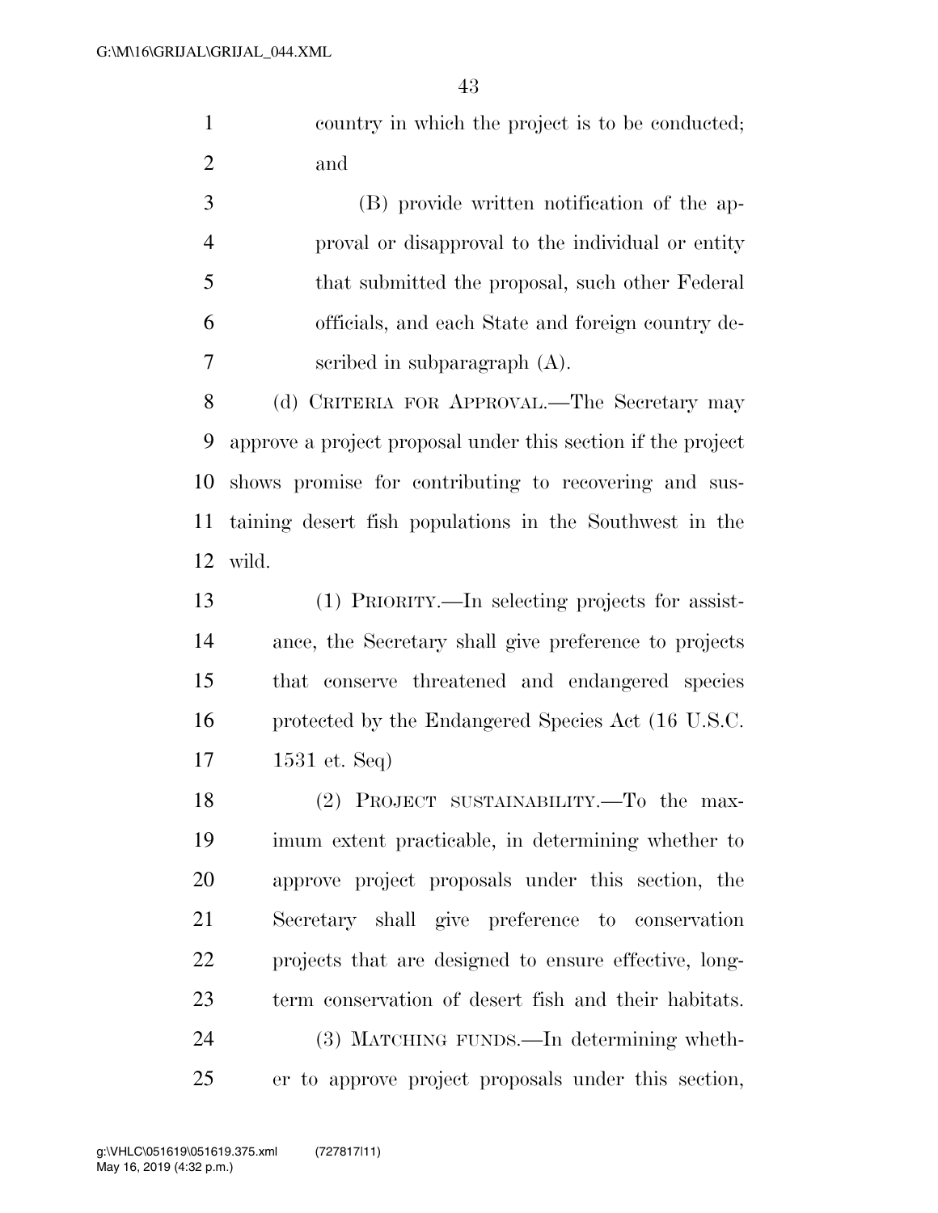country in which the project is to be conducted; and

(B) provide written notification of the approval or disapproval to the individual or entity that submitted the proposal, such other Federal officials, and each State and foreign country described in subparagraph (A).

(d) CRITERIA FOR APPROVAL.—The Secretary may approve a project proposal under this section if the project shows promise for contributing to recovering and sustaining desert fish populations in the Southwest in the wild.

(1) PRIORITY.—In selecting projects for assistance, the Secretary shall give preference to projects that conserve threatened and endangered species protected by the Endangered Species Act (16 U.S.C. 1531 et. Seq)

(2) PROJECT SUSTAINABILITY.—To the maximum extent practicable, in determining whether to approve project proposals under this section, the Secretary shall give preference to conservation projects that are designed to ensure effective, long-term conservation of desert fish and their habitats.

(3) MATCHING FUNDS.—In determining whether to approve project proposals under this section,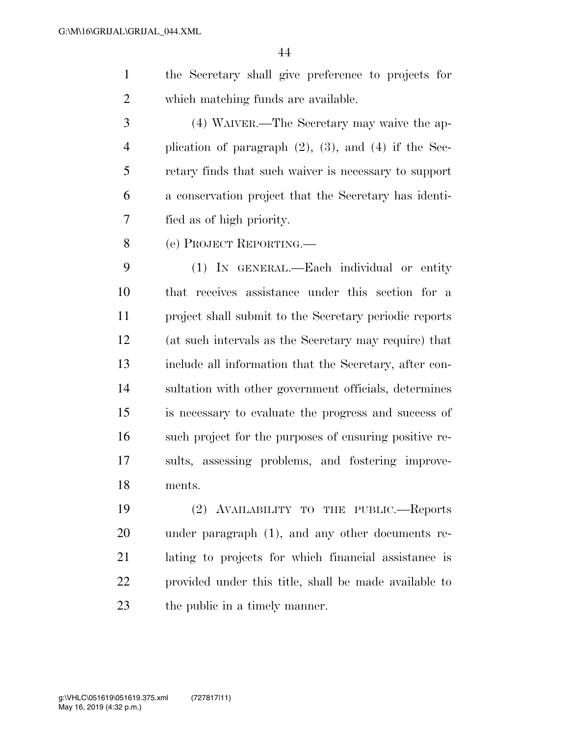the Secretary shall give preference to projects for which matching funds are available.

(4) WAIVER.—The Secretary may waive the application of paragraph (2), (3), and (4) if the Secretary finds that such waiver is necessary to support a conservation project that the Secretary has identified as of high priority.

(e) PROJECT REPORTING.—

(1) IN GENERAL.—Each individual or entity that receives assistance under this section for a project shall submit to the Secretary periodic reports (at such intervals as the Secretary may require) that include all information that the Secretary, after consultation with other government officials, determines is necessary to evaluate the progress and success of such project for the purposes of ensuring positive results, assessing problems, and fostering improvements.

(2) AVAILABILITY TO THE PUBLIC.—Reports under paragraph (1), and any other documents relating to projects for which financial assistance is provided under this title, shall be made available to the public in a timely manner.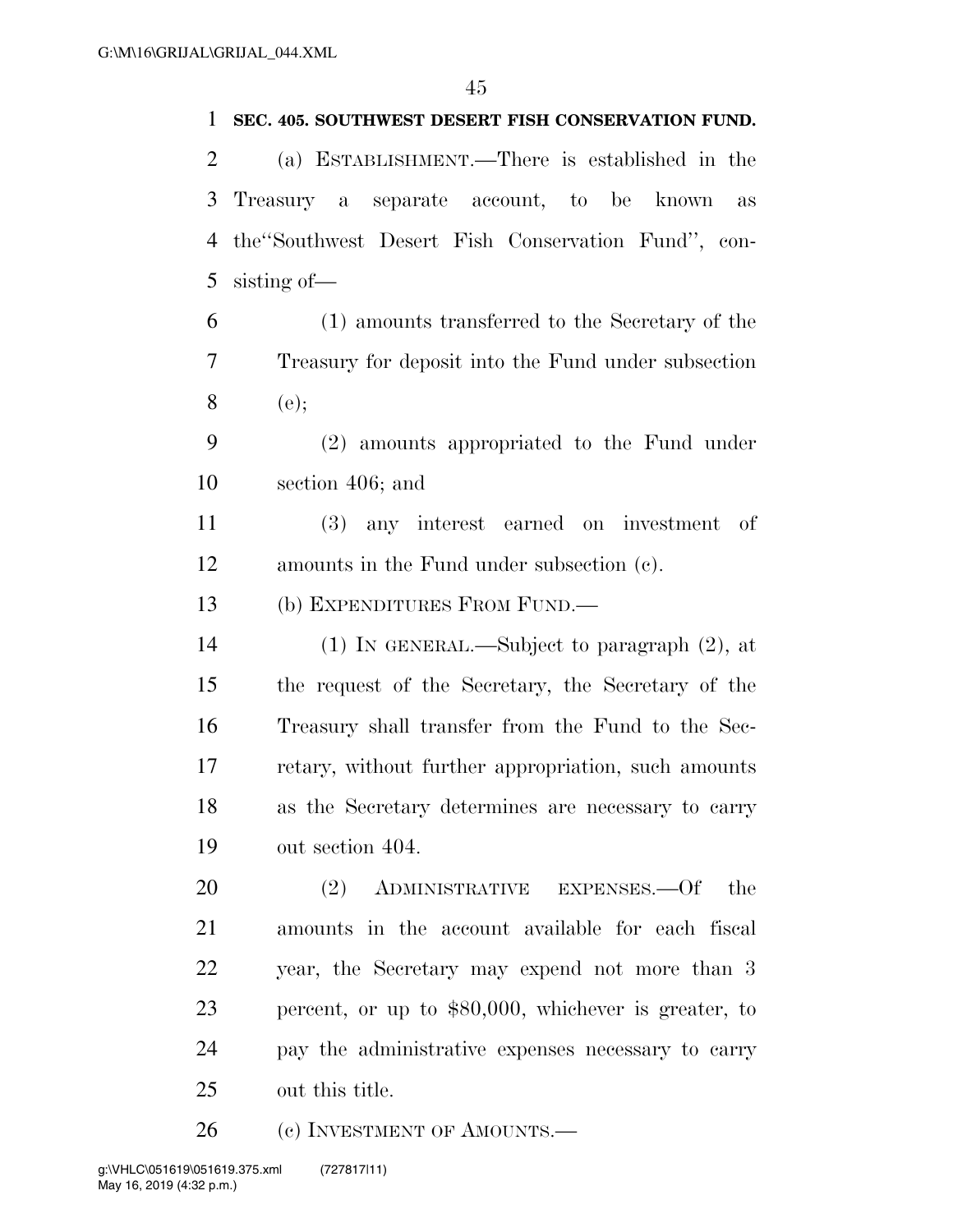**SEC. 405. SOUTHWEST DESERT FISH CONSERVATION FUND.**

(a) ESTABLISHMENT.—There is established in the Treasury a separate account, to be known as the"Southwest Desert Fish Conservation Fund", consisting of—

(1) amounts transferred to the Secretary of the Treasury for deposit into the Fund under subsection (e);

(2) amounts appropriated to the Fund under section 406; and

(3) any interest earned on investment of amounts in the Fund under subsection (c).

(b) EXPENDITURES FROM FUND.—

(1) IN GENERAL.—Subject to paragraph (2), at the request of the Secretary, the Secretary of the Treasury shall transfer from the Fund to the Secretary, without further appropriation, such amounts as the Secretary determines are necessary to carry out section 404.

(2) ADMINISTRATIVE EXPENSES.—Of the amounts in the account available for each fiscal year, the Secretary may expend not more than 3 percent, or up to $80,000, whichever is greater, to pay the administrative expenses necessary to carry out this title.

(c) INVESTMENT OF AMOUNTS.—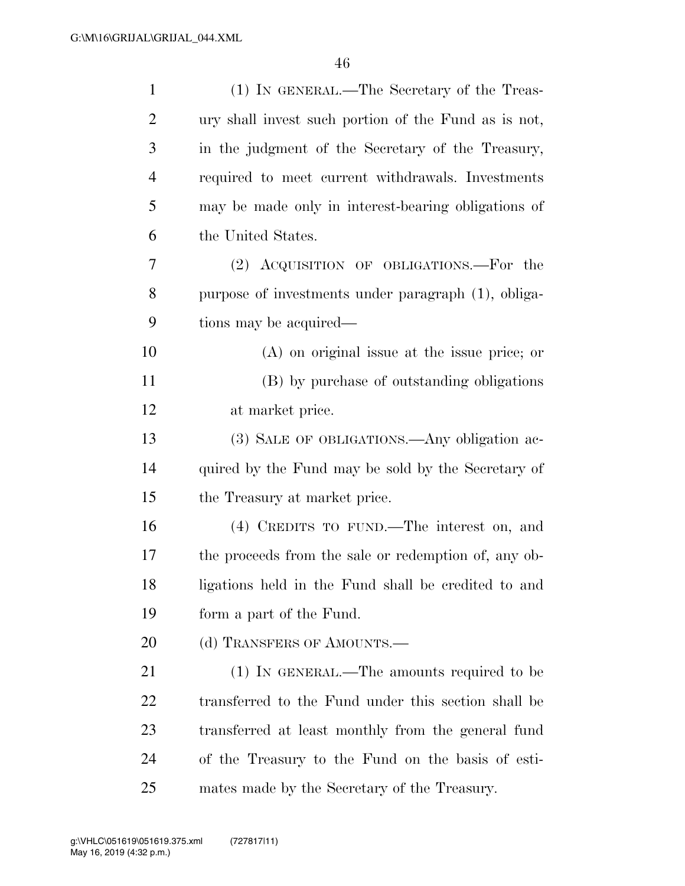(1) IN GENERAL.—The Secretary of the Treasury shall invest such portion of the Fund as is not, in the judgment of the Secretary of the Treasury, required to meet current withdrawals. Investments may be made only in interest-bearing obligations of the United States.

(2) ACQUISITION OF OBLIGATIONS.—For the purpose of investments under paragraph (1), obligations may be acquired—

(A) on original issue at the issue price; or

(B) by purchase of outstanding obligations at market price.

(3) SALE OF OBLIGATIONS.—Any obligation acquired by the Fund may be sold by the Secretary of the Treasury at market price.

(4) CREDITS TO FUND.—The interest on, and the proceeds from the sale or redemption of, any obligations held in the Fund shall be credited to and form a part of the Fund.

(d) TRANSFERS OF AMOUNTS.—

(1) IN GENERAL.—The amounts required to be transferred to the Fund under this section shall be transferred at least monthly from the general fund of the Treasury to the Fund on the basis of estimates made by the Secretary of the Treasury.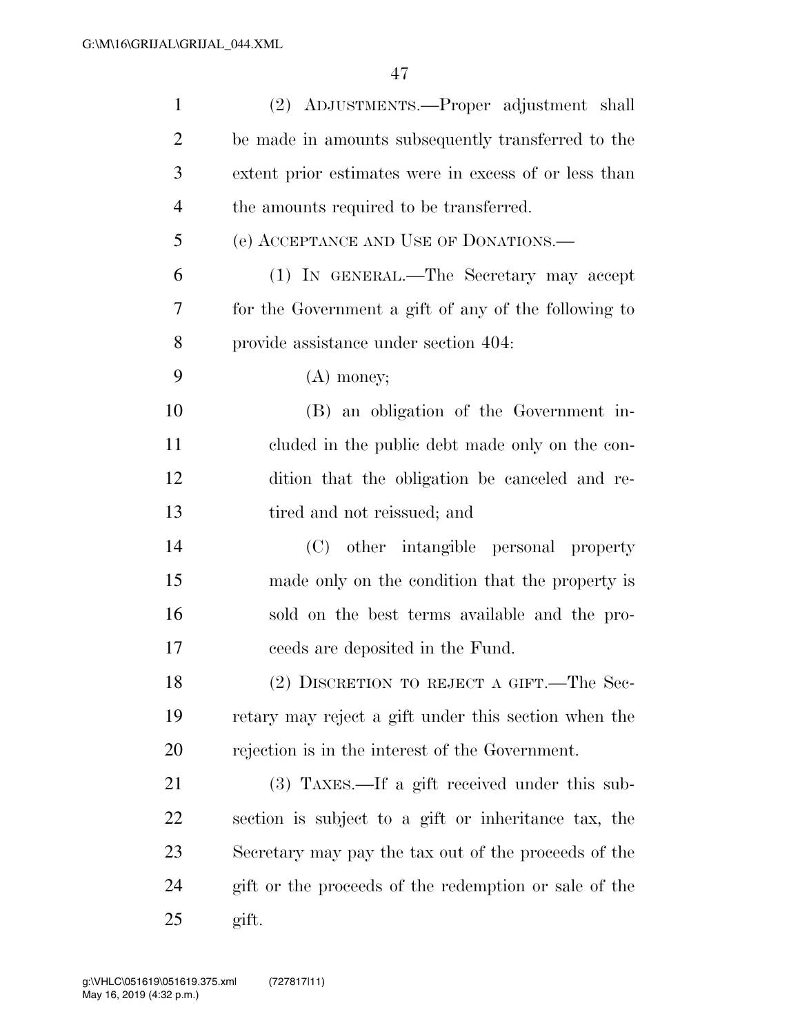(2) ADJUSTMENTS.—Proper adjustment shall be made in amounts subsequently transferred to the extent prior estimates were in excess of or less than the amounts required to be transferred.

(e) ACCEPTANCE AND USE OF DONATIONS.—

(1) IN GENERAL.—The Secretary may accept for the Government a gift of any of the following to provide assistance under section 404:

(A) money;

(B) an obligation of the Government included in the public debt made only on the condition that the obligation be canceled and retired and not reissued; and

(C) other intangible personal property made only on the condition that the property is sold on the best terms available and the proceeds are deposited in the Fund.

(2) DISCRETION TO REJECT A GIFT.—The Secretary may reject a gift under this section when the rejection is in the interest of the Government.

(3) TAXES.—If a gift received under this subsection is subject to a gift or inheritance tax, the Secretary may pay the tax out of the proceeds of the gift or the proceeds of the redemption or sale of the gift.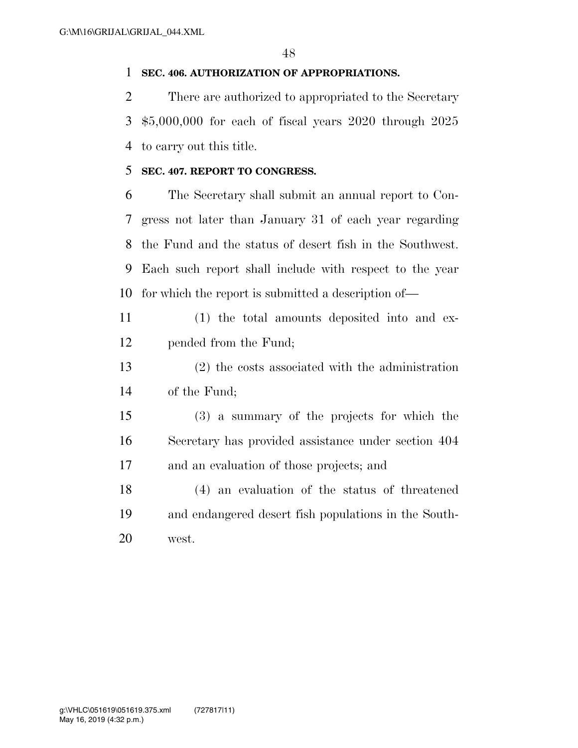**SEC. 406. AUTHORIZATION OF APPROPRIATIONS.**

There are authorized to appropriated to the Secretary $5,000,000 for each of fiscal years 2020 through 2025 to carry out this title.

**SEC. 407. REPORT TO CONGRESS.**

The Secretary shall submit an annual report to Congress not later than January 31 of each year regarding the Fund and the status of desert fish in the Southwest. Each such report shall include with respect to the year for which the report is submitted a description of—

(1) the total amounts deposited into and expended from the Fund;

(2) the costs associated with the administration of the Fund;

(3) a summary of the projects for which the Secretary has provided assistance under section 404 and an evaluation of those projects; and

(4) an evaluation of the status of threatened and endangered desert fish populations in the Southwest.